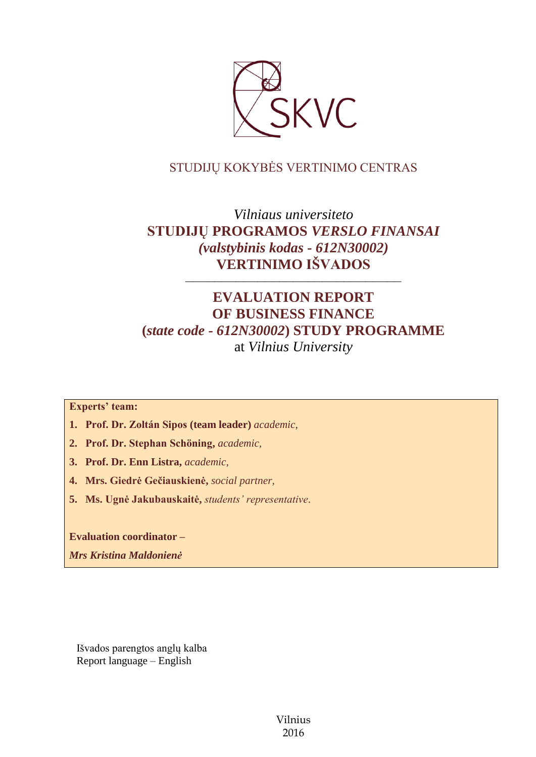SKVC

STUDIJŲ KOKYBĖS VERTINIMO CENTRAS

# *Vilniaus universiteto*
# STUDIJŲ PROGRAMOS *VERSLO FINANSAI* *(valstybinis kodas - 612N30002)* VERTINIMO IŠVADOS

---

# EVALUATION REPORT OF BUSINESS FINANCE (*state code - 612N30002*) STUDY PROGRAMME
at *Vilnius University*

**Experts' team:**

1. **Prof. Dr. Zoltán Sipos (team leader)** *academic,*
2. **Prof. Dr. Stephan Schöning,** *academic,*
3. **Prof. Dr. Enn Listra,** *academic,*
4. **Mrs. Giedrė Gečiauskienė,** *social partner,*
5. **Ms. Ugnė Jakubauskaitė,** *students' representative*.

**Evaluation coordinator –**

***Mrs Kristina Maldonienė***

Išvados parengtos anglų kalba
Report language – English

Vilnius
2016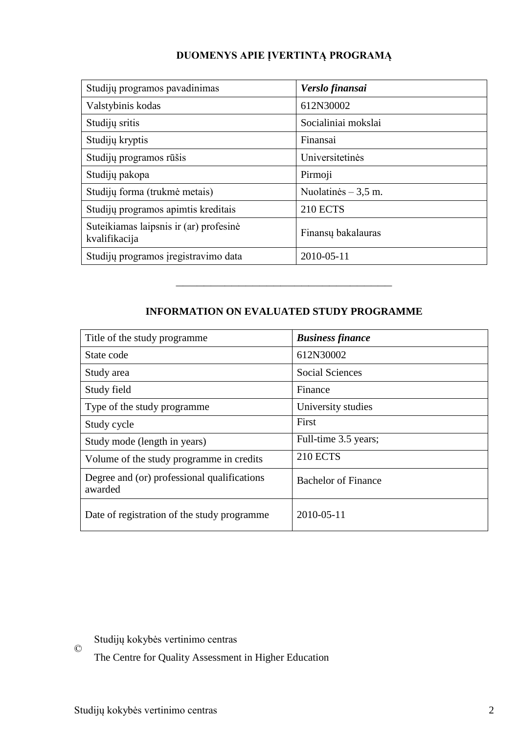## DUOMENYS APIE ĮVERTINTĄ PROGRAMĄ

| Studijų programos pavadinimas | ***Verslo finansai*** |
|---|---|
| Valstybinis kodas | 612N30002 |
| Studijų sritis | Socialiniai mokslai |
| Studijų kryptis | Finansai |
| Studijų programos rūšis | Universitetinės |
| Studijų pakopa | Pirmoji |
| Studijų forma (trukmė metais) | Nuolatinės – 3,5 m. |
| Studijų programos apimtis kreditais | 210 ECTS |
| Suteikiamas laipsnis ir (ar) profesinė kvalifikacija | Finansų bakalauras |
| Studijų programos įregistravimo data | 2010-05-11 |

---

## INFORMATION ON EVALUATED STUDY PROGRAMME

| Title of the study programme | ***Business finance*** |
|---|---|
| State code | 612N30002 |
| Study area | Social Sciences |
| Study field | Finance |
| Type of the study programme | University studies |
| Study cycle | First |
| Study mode (length in years) | Full-time 3.5 years; |
| Volume of the study programme in credits | 210 ECTS |
| Degree and (or) professional qualifications awarded | Bachelor of Finance |
| Date of registration of the study programme | 2010-05-11 |

© Studijų kokybės vertinimo centras

The Centre for Quality Assessment in Higher Education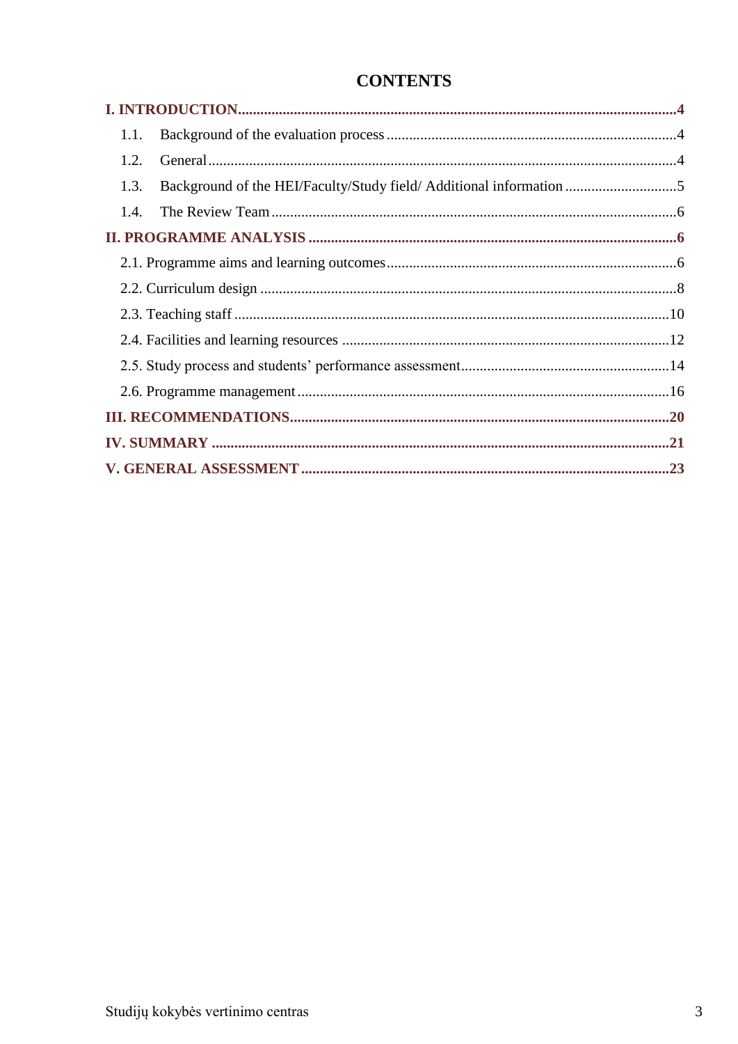# CONTENTS

**I. INTRODUCTION** .... 4

- 1.1. Background of the evaluation process .... 4
- 1.2. General .... 4
- 1.3. Background of the HEI/Faculty/Study field/ Additional information .... 5
- 1.4. The Review Team .... 6

**II. PROGRAMME ANALYSIS** .... 6

- 2.1. Programme aims and learning outcomes .... 6
- 2.2. Curriculum design .... 8
- 2.3. Teaching staff .... 10
- 2.4. Facilities and learning resources .... 12
- 2.5. Study process and students' performance assessment .... 14
- 2.6. Programme management .... 16

**III. RECOMMENDATIONS** .... 20

**IV. SUMMARY** .... 21

**V. GENERAL ASSESSMENT** .... 23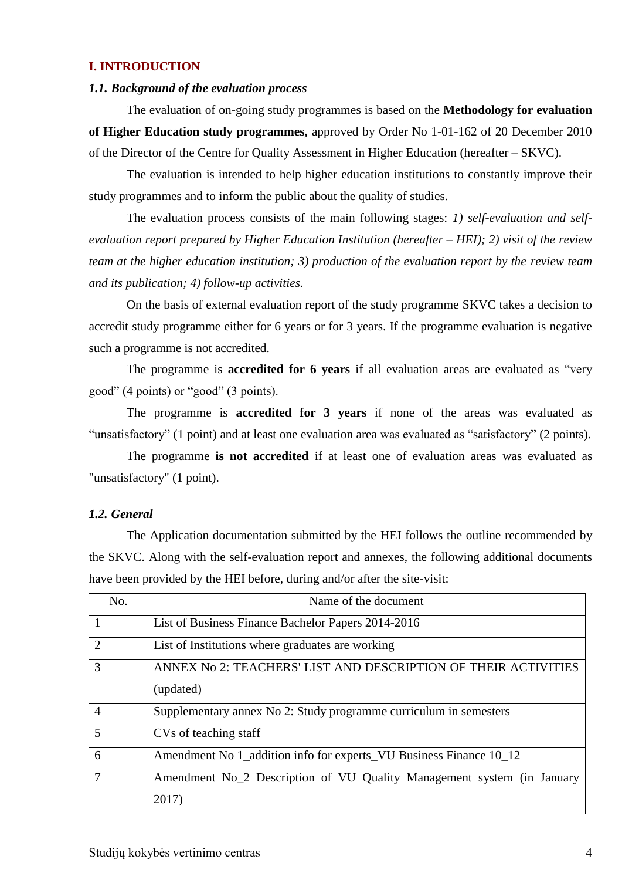## I. INTRODUCTION

### *1.1. Background of the evaluation process*

The evaluation of on-going study programmes is based on the **Methodology for evaluation of Higher Education study programmes,** approved by Order No 1-01-162 of 20 December 2010 of the Director of the Centre for Quality Assessment in Higher Education (hereafter – SKVC).

The evaluation is intended to help higher education institutions to constantly improve their study programmes and to inform the public about the quality of studies.

The evaluation process consists of the main following stages: *1) self-evaluation and self-evaluation report prepared by Higher Education Institution (hereafter – HEI); 2) visit of the review team at the higher education institution; 3) production of the evaluation report by the review team and its publication; 4) follow-up activities.*

On the basis of external evaluation report of the study programme SKVC takes a decision to accredit study programme either for 6 years or for 3 years. If the programme evaluation is negative such a programme is not accredited.

The programme is **accredited for 6 years** if all evaluation areas are evaluated as "very good" (4 points) or "good" (3 points).

The programme is **accredited for 3 years** if none of the areas was evaluated as "unsatisfactory" (1 point) and at least one evaluation area was evaluated as "satisfactory" (2 points).

The programme **is not accredited** if at least one of evaluation areas was evaluated as "unsatisfactory" (1 point).

### *1.2. General*

The Application documentation submitted by the HEI follows the outline recommended by the SKVC. Along with the self-evaluation report and annexes, the following additional documents have been provided by the HEI before, during and/or after the site-visit:

| No. | Name of the document |
|---|---|
| 1 | List of Business Finance Bachelor Papers 2014-2016 |
| 2 | List of Institutions where graduates are working |
| 3 | ANNEX No 2: TEACHERS' LIST AND DESCRIPTION OF THEIR ACTIVITIES (updated) |
| 4 | Supplementary annex No 2: Study programme curriculum in semesters |
| 5 | CVs of teaching staff |
| 6 | Amendment No 1_addition info for experts_VU Business Finance 10_12 |
| 7 | Amendment No_2 Description of VU Quality Management system (in January 2017) |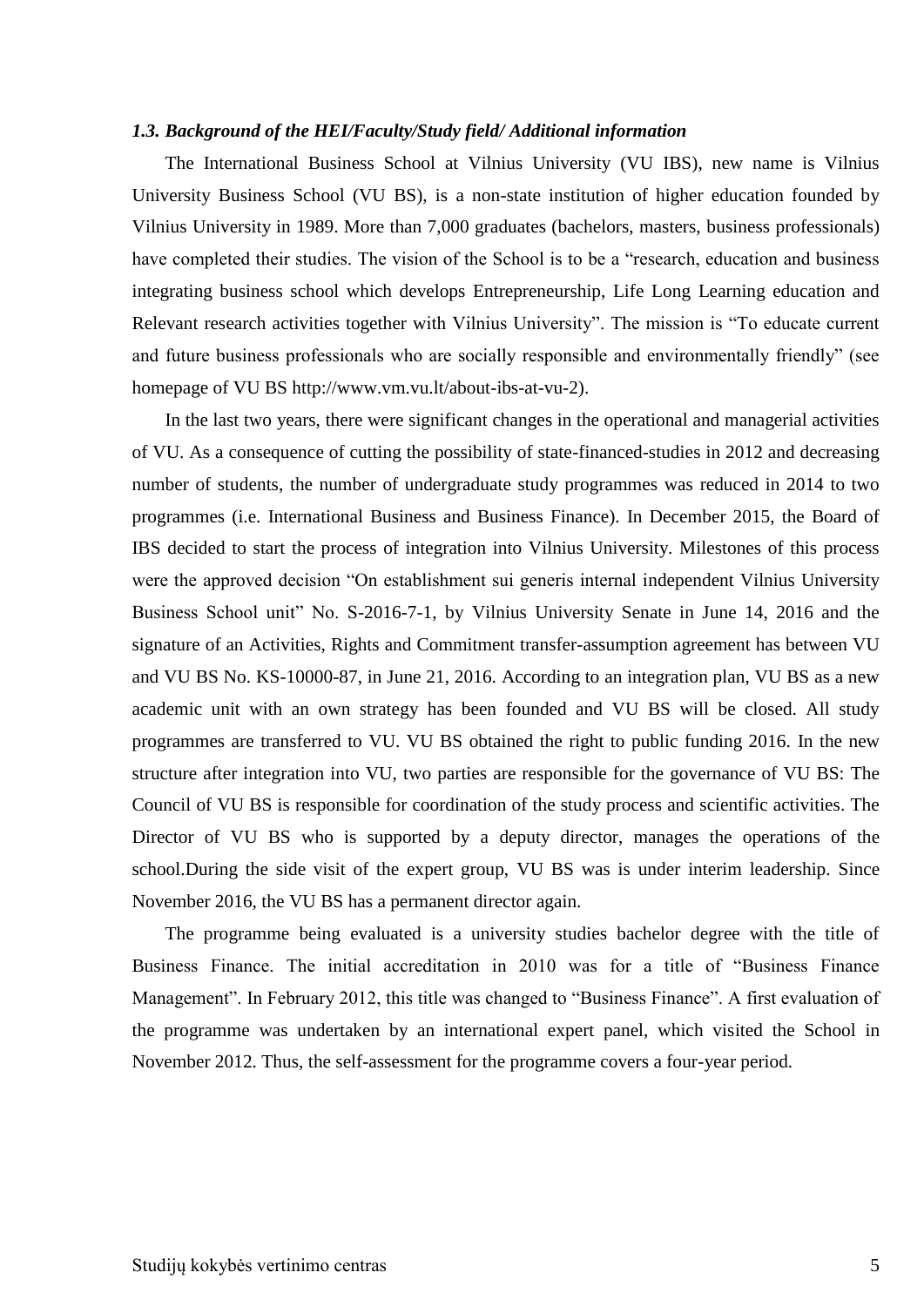### *1.3. Background of the HEI/Faculty/Study field/ Additional information*

The International Business School at Vilnius University (VU IBS), new name is Vilnius University Business School (VU BS), is a non-state institution of higher education founded by Vilnius University in 1989. More than 7,000 graduates (bachelors, masters, business professionals) have completed their studies. The vision of the School is to be a "research, education and business integrating business school which develops Entrepreneurship, Life Long Learning education and Relevant research activities together with Vilnius University". The mission is "To educate current and future business professionals who are socially responsible and environmentally friendly" (see homepage of VU BS http://www.vm.vu.lt/about-ibs-at-vu-2).

In the last two years, there were significant changes in the operational and managerial activities of VU. As a consequence of cutting the possibility of state-financed-studies in 2012 and decreasing number of students, the number of undergraduate study programmes was reduced in 2014 to two programmes (i.e. International Business and Business Finance). In December 2015, the Board of IBS decided to start the process of integration into Vilnius University. Milestones of this process were the approved decision "On establishment sui generis internal independent Vilnius University Business School unit" No. S-2016-7-1, by Vilnius University Senate in June 14, 2016 and the signature of an Activities, Rights and Commitment transfer-assumption agreement has between VU and VU BS No. KS-10000-87, in June 21, 2016. According to an integration plan, VU BS as a new academic unit with an own strategy has been founded and VU BS will be closed. All study programmes are transferred to VU. VU BS obtained the right to public funding 2016. In the new structure after integration into VU, two parties are responsible for the governance of VU BS: The Council of VU BS is responsible for coordination of the study process and scientific activities. The Director of VU BS who is supported by a deputy director, manages the operations of the school.During the side visit of the expert group, VU BS was is under interim leadership. Since November 2016, the VU BS has a permanent director again.

The programme being evaluated is a university studies bachelor degree with the title of Business Finance. The initial accreditation in 2010 was for a title of "Business Finance Management". In February 2012, this title was changed to "Business Finance". A first evaluation of the programme was undertaken by an international expert panel, which visited the School in November 2012. Thus, the self-assessment for the programme covers a four-year period.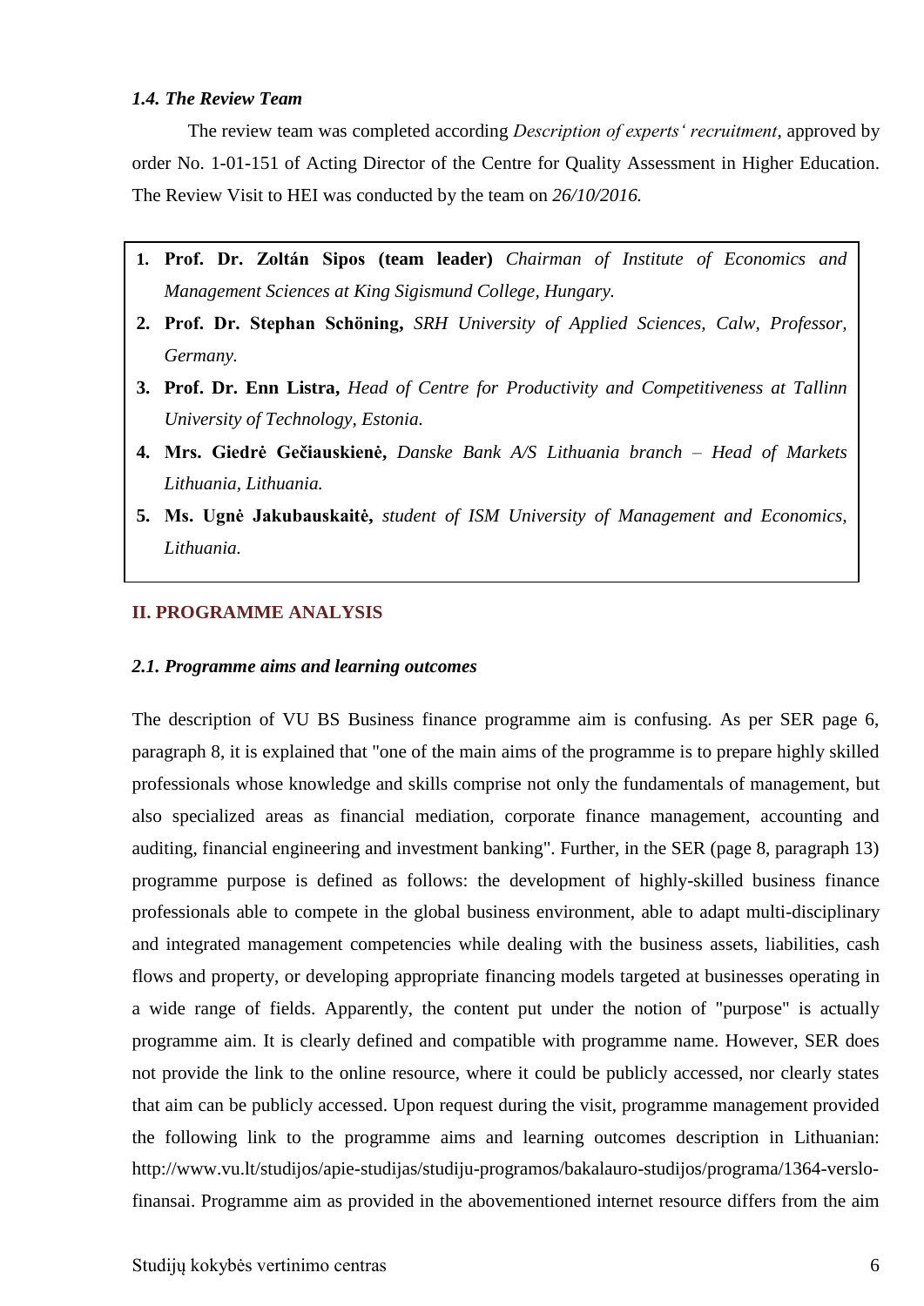### *1.4. The Review Team*

The review team was completed according *Description of experts' recruitment*, approved by order No. 1-01-151 of Acting Director of the Centre for Quality Assessment in Higher Education. The Review Visit to HEI was conducted by the team on *26/10/2016.*

1. **Prof. Dr. Zoltán Sipos (team leader)** *Chairman of Institute of Economics and Management Sciences at King Sigismund College, Hungary.*
2. **Prof. Dr. Stephan Schöning,** *SRH University of Applied Sciences, Calw, Professor, Germany.*
3. **Prof. Dr. Enn Listra,** *Head of Centre for Productivity and Competitiveness at Tallinn University of Technology, Estonia.*
4. **Mrs. Giedrė Gečiauskienė,** *Danske Bank A/S Lithuania branch – Head of Markets Lithuania, Lithuania.*
5. **Ms. Ugnė Jakubauskaitė,** *student of ISM University of Management and Economics, Lithuania.*

## II. PROGRAMME ANALYSIS

### *2.1. Programme aims and learning outcomes*

The description of VU BS Business finance programme aim is confusing. As per SER page 6, paragraph 8, it is explained that "one of the main aims of the programme is to prepare highly skilled professionals whose knowledge and skills comprise not only the fundamentals of management, but also specialized areas as financial mediation, corporate finance management, accounting and auditing, financial engineering and investment banking". Further, in the SER (page 8, paragraph 13) programme purpose is defined as follows: the development of highly-skilled business finance professionals able to compete in the global business environment, able to adapt multi-disciplinary and integrated management competencies while dealing with the business assets, liabilities, cash flows and property, or developing appropriate financing models targeted at businesses operating in a wide range of fields. Apparently, the content put under the notion of "purpose" is actually programme aim. It is clearly defined and compatible with programme name. However, SER does not provide the link to the online resource, where it could be publicly accessed, nor clearly states that aim can be publicly accessed. Upon request during the visit, programme management provided the following link to the programme aims and learning outcomes description in Lithuanian: http://www.vu.lt/studijos/apie-studijas/studiju-programos/bakalauro-studijos/programa/1364-verslo-finansai. Programme aim as provided in the abovementioned internet resource differs from the aim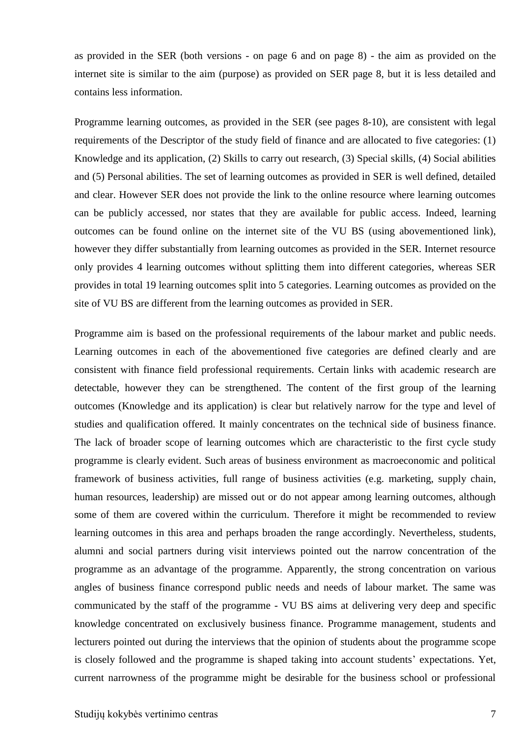as provided in the SER (both versions - on page 6 and on page 8) - the aim as provided on the internet site is similar to the aim (purpose) as provided on SER page 8, but it is less detailed and contains less information.

Programme learning outcomes, as provided in the SER (see pages 8-10), are consistent with legal requirements of the Descriptor of the study field of finance and are allocated to five categories: (1) Knowledge and its application, (2) Skills to carry out research, (3) Special skills, (4) Social abilities and (5) Personal abilities. The set of learning outcomes as provided in SER is well defined, detailed and clear. However SER does not provide the link to the online resource where learning outcomes can be publicly accessed, nor states that they are available for public access. Indeed, learning outcomes can be found online on the internet site of the VU BS (using abovementioned link), however they differ substantially from learning outcomes as provided in the SER. Internet resource only provides 4 learning outcomes without splitting them into different categories, whereas SER provides in total 19 learning outcomes split into 5 categories. Learning outcomes as provided on the site of VU BS are different from the learning outcomes as provided in SER.

Programme aim is based on the professional requirements of the labour market and public needs. Learning outcomes in each of the abovementioned five categories are defined clearly and are consistent with finance field professional requirements. Certain links with academic research are detectable, however they can be strengthened. The content of the first group of the learning outcomes (Knowledge and its application) is clear but relatively narrow for the type and level of studies and qualification offered. It mainly concentrates on the technical side of business finance. The lack of broader scope of learning outcomes which are characteristic to the first cycle study programme is clearly evident. Such areas of business environment as macroeconomic and political framework of business activities, full range of business activities (e.g. marketing, supply chain, human resources, leadership) are missed out or do not appear among learning outcomes, although some of them are covered within the curriculum. Therefore it might be recommended to review learning outcomes in this area and perhaps broaden the range accordingly. Nevertheless, students, alumni and social partners during visit interviews pointed out the narrow concentration of the programme as an advantage of the programme. Apparently, the strong concentration on various angles of business finance correspond public needs and needs of labour market. The same was communicated by the staff of the programme - VU BS aims at delivering very deep and specific knowledge concentrated on exclusively business finance. Programme management, students and lecturers pointed out during the interviews that the opinion of students about the programme scope is closely followed and the programme is shaped taking into account students' expectations. Yet, current narrowness of the programme might be desirable for the business school or professional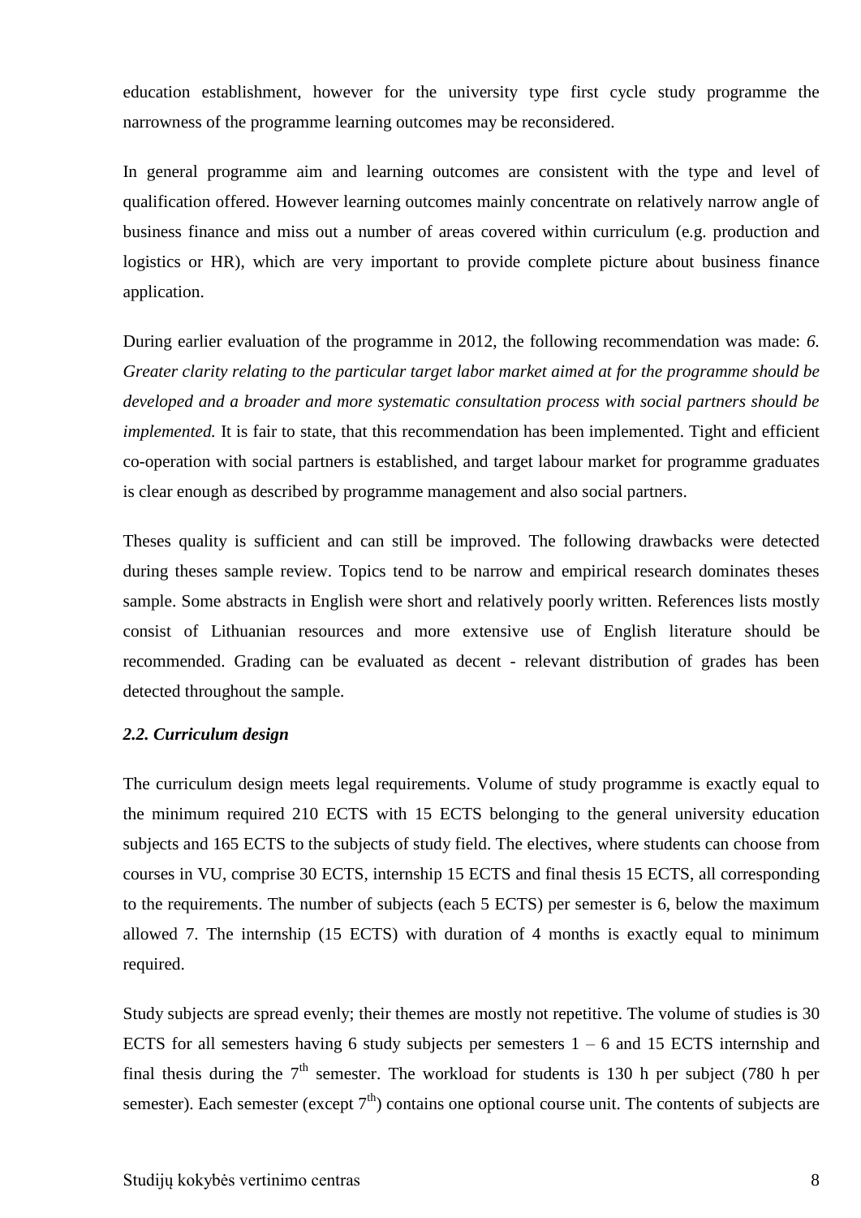education establishment, however for the university type first cycle study programme the narrowness of the programme learning outcomes may be reconsidered.

In general programme aim and learning outcomes are consistent with the type and level of qualification offered. However learning outcomes mainly concentrate on relatively narrow angle of business finance and miss out a number of areas covered within curriculum (e.g. production and logistics or HR), which are very important to provide complete picture about business finance application.

During earlier evaluation of the programme in 2012, the following recommendation was made: *6. Greater clarity relating to the particular target labor market aimed at for the programme should be developed and a broader and more systematic consultation process with social partners should be implemented.* It is fair to state, that this recommendation has been implemented. Tight and efficient co-operation with social partners is established, and target labour market for programme graduates is clear enough as described by programme management and also social partners.

Theses quality is sufficient and can still be improved. The following drawbacks were detected during theses sample review. Topics tend to be narrow and empirical research dominates theses sample. Some abstracts in English were short and relatively poorly written. References lists mostly consist of Lithuanian resources and more extensive use of English literature should be recommended. Grading can be evaluated as decent - relevant distribution of grades has been detected throughout the sample.

### *2.2. Curriculum design*

The curriculum design meets legal requirements. Volume of study programme is exactly equal to the minimum required 210 ECTS with 15 ECTS belonging to the general university education subjects and 165 ECTS to the subjects of study field. The electives, where students can choose from courses in VU, comprise 30 ECTS, internship 15 ECTS and final thesis 15 ECTS, all corresponding to the requirements. The number of subjects (each 5 ECTS) per semester is 6, below the maximum allowed 7. The internship (15 ECTS) with duration of 4 months is exactly equal to minimum required.

Study subjects are spread evenly; their themes are mostly not repetitive. The volume of studies is 30 ECTS for all semesters having 6 study subjects per semesters 1 – 6 and 15 ECTS internship and final thesis during the 7$^{th}$ semester. The workload for students is 130 h per subject (780 h per semester). Each semester (except 7$^{th}$) contains one optional course unit. The contents of subjects are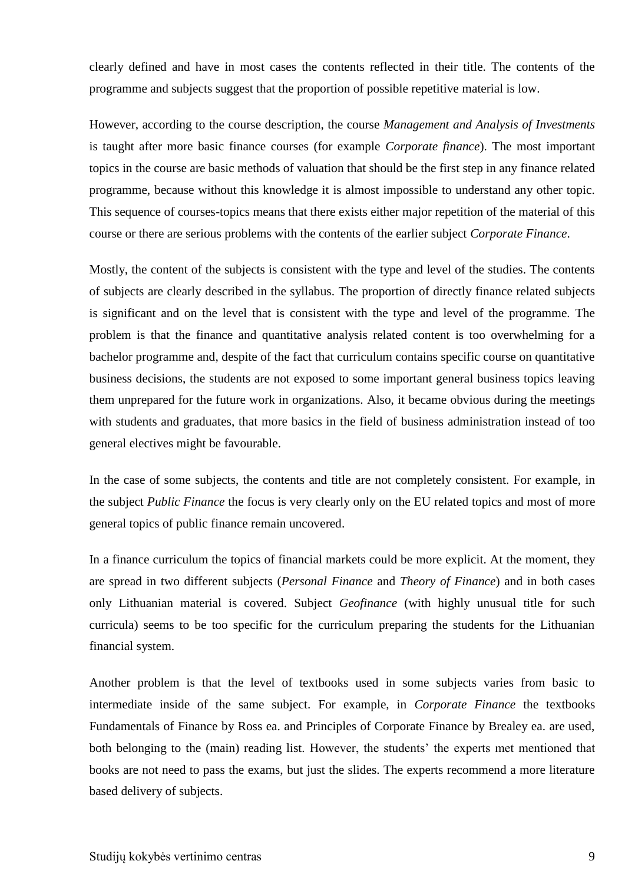clearly defined and have in most cases the contents reflected in their title. The contents of the programme and subjects suggest that the proportion of possible repetitive material is low.

However, according to the course description, the course *Management and Analysis of Investments* is taught after more basic finance courses (for example *Corporate finance*). The most important topics in the course are basic methods of valuation that should be the first step in any finance related programme, because without this knowledge it is almost impossible to understand any other topic. This sequence of courses-topics means that there exists either major repetition of the material of this course or there are serious problems with the contents of the earlier subject *Corporate Finance*.

Mostly, the content of the subjects is consistent with the type and level of the studies. The contents of subjects are clearly described in the syllabus. The proportion of directly finance related subjects is significant and on the level that is consistent with the type and level of the programme. The problem is that the finance and quantitative analysis related content is too overwhelming for a bachelor programme and, despite of the fact that curriculum contains specific course on quantitative business decisions, the students are not exposed to some important general business topics leaving them unprepared for the future work in organizations. Also, it became obvious during the meetings with students and graduates, that more basics in the field of business administration instead of too general electives might be favourable.

In the case of some subjects, the contents and title are not completely consistent. For example, in the subject *Public Finance* the focus is very clearly only on the EU related topics and most of more general topics of public finance remain uncovered.

In a finance curriculum the topics of financial markets could be more explicit. At the moment, they are spread in two different subjects (*Personal Finance* and *Theory of Finance*) and in both cases only Lithuanian material is covered. Subject *Geofinance* (with highly unusual title for such curricula) seems to be too specific for the curriculum preparing the students for the Lithuanian financial system.

Another problem is that the level of textbooks used in some subjects varies from basic to intermediate inside of the same subject. For example, in *Corporate Finance* the textbooks Fundamentals of Finance by Ross ea. and Principles of Corporate Finance by Brealey ea. are used, both belonging to the (main) reading list. However, the students' the experts met mentioned that books are not need to pass the exams, but just the slides. The experts recommend a more literature based delivery of subjects.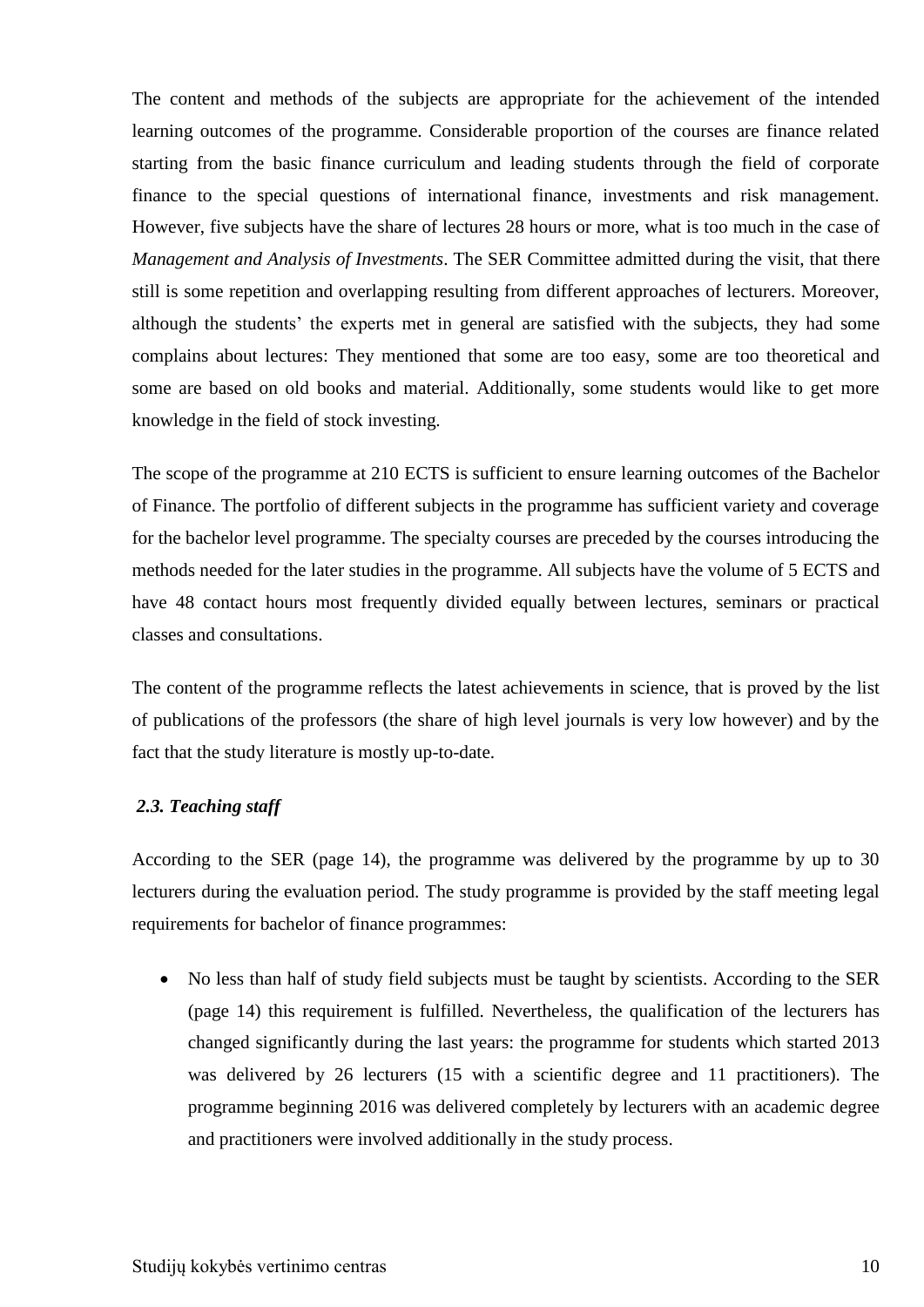The content and methods of the subjects are appropriate for the achievement of the intended learning outcomes of the programme. Considerable proportion of the courses are finance related starting from the basic finance curriculum and leading students through the field of corporate finance to the special questions of international finance, investments and risk management. However, five subjects have the share of lectures 28 hours or more, what is too much in the case of *Management and Analysis of Investments*. The SER Committee admitted during the visit, that there still is some repetition and overlapping resulting from different approaches of lecturers. Moreover, although the students' the experts met in general are satisfied with the subjects, they had some complains about lectures: They mentioned that some are too easy, some are too theoretical and some are based on old books and material. Additionally, some students would like to get more knowledge in the field of stock investing.

The scope of the programme at 210 ECTS is sufficient to ensure learning outcomes of the Bachelor of Finance. The portfolio of different subjects in the programme has sufficient variety and coverage for the bachelor level programme. The specialty courses are preceded by the courses introducing the methods needed for the later studies in the programme. All subjects have the volume of 5 ECTS and have 48 contact hours most frequently divided equally between lectures, seminars or practical classes and consultations.

The content of the programme reflects the latest achievements in science, that is proved by the list of publications of the professors (the share of high level journals is very low however) and by the fact that the study literature is mostly up-to-date.

### *2.3. Teaching staff*

According to the SER (page 14), the programme was delivered by the programme by up to 30 lecturers during the evaluation period. The study programme is provided by the staff meeting legal requirements for bachelor of finance programmes:

- No less than half of study field subjects must be taught by scientists. According to the SER (page 14) this requirement is fulfilled. Nevertheless, the qualification of the lecturers has changed significantly during the last years: the programme for students which started 2013 was delivered by 26 lecturers (15 with a scientific degree and 11 practitioners). The programme beginning 2016 was delivered completely by lecturers with an academic degree and practitioners were involved additionally in the study process.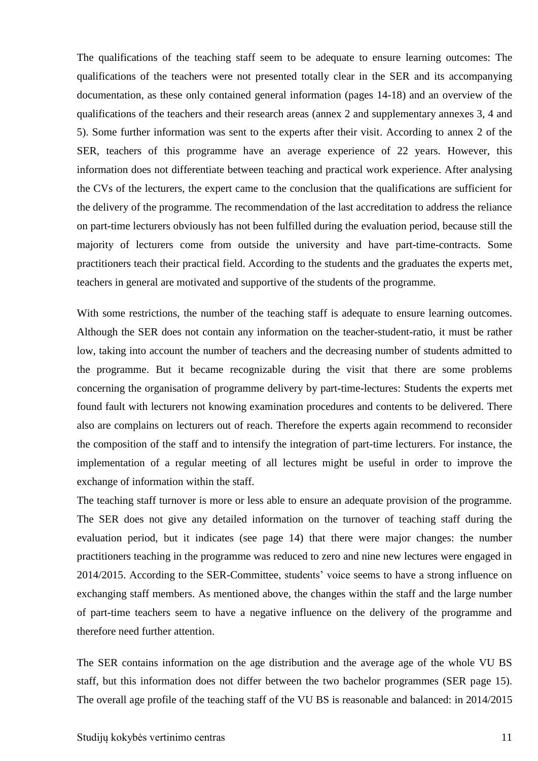The qualifications of the teaching staff seem to be adequate to ensure learning outcomes: The qualifications of the teachers were not presented totally clear in the SER and its accompanying documentation, as these only contained general information (pages 14-18) and an overview of the qualifications of the teachers and their research areas (annex 2 and supplementary annexes 3, 4 and 5). Some further information was sent to the experts after their visit. According to annex 2 of the SER, teachers of this programme have an average experience of 22 years. However, this information does not differentiate between teaching and practical work experience. After analysing the CVs of the lecturers, the expert came to the conclusion that the qualifications are sufficient for the delivery of the programme. The recommendation of the last accreditation to address the reliance on part-time lecturers obviously has not been fulfilled during the evaluation period, because still the majority of lecturers come from outside the university and have part-time-contracts. Some practitioners teach their practical field. According to the students and the graduates the experts met, teachers in general are motivated and supportive of the students of the programme.

With some restrictions, the number of the teaching staff is adequate to ensure learning outcomes. Although the SER does not contain any information on the teacher-student-ratio, it must be rather low, taking into account the number of teachers and the decreasing number of students admitted to the programme. But it became recognizable during the visit that there are some problems concerning the organisation of programme delivery by part-time-lectures: Students the experts met found fault with lecturers not knowing examination procedures and contents to be delivered. There also are complains on lecturers out of reach. Therefore the experts again recommend to reconsider the composition of the staff and to intensify the integration of part-time lecturers. For instance, the implementation of a regular meeting of all lectures might be useful in order to improve the exchange of information within the staff.

The teaching staff turnover is more or less able to ensure an adequate provision of the programme. The SER does not give any detailed information on the turnover of teaching staff during the evaluation period, but it indicates (see page 14) that there were major changes: the number practitioners teaching in the programme was reduced to zero and nine new lectures were engaged in 2014/2015. According to the SER-Committee, students' voice seems to have a strong influence on exchanging staff members. As mentioned above, the changes within the staff and the large number of part-time teachers seem to have a negative influence on the delivery of the programme and therefore need further attention.

The SER contains information on the age distribution and the average age of the whole VU BS staff, but this information does not differ between the two bachelor programmes (SER page 15). The overall age profile of the teaching staff of the VU BS is reasonable and balanced: in 2014/2015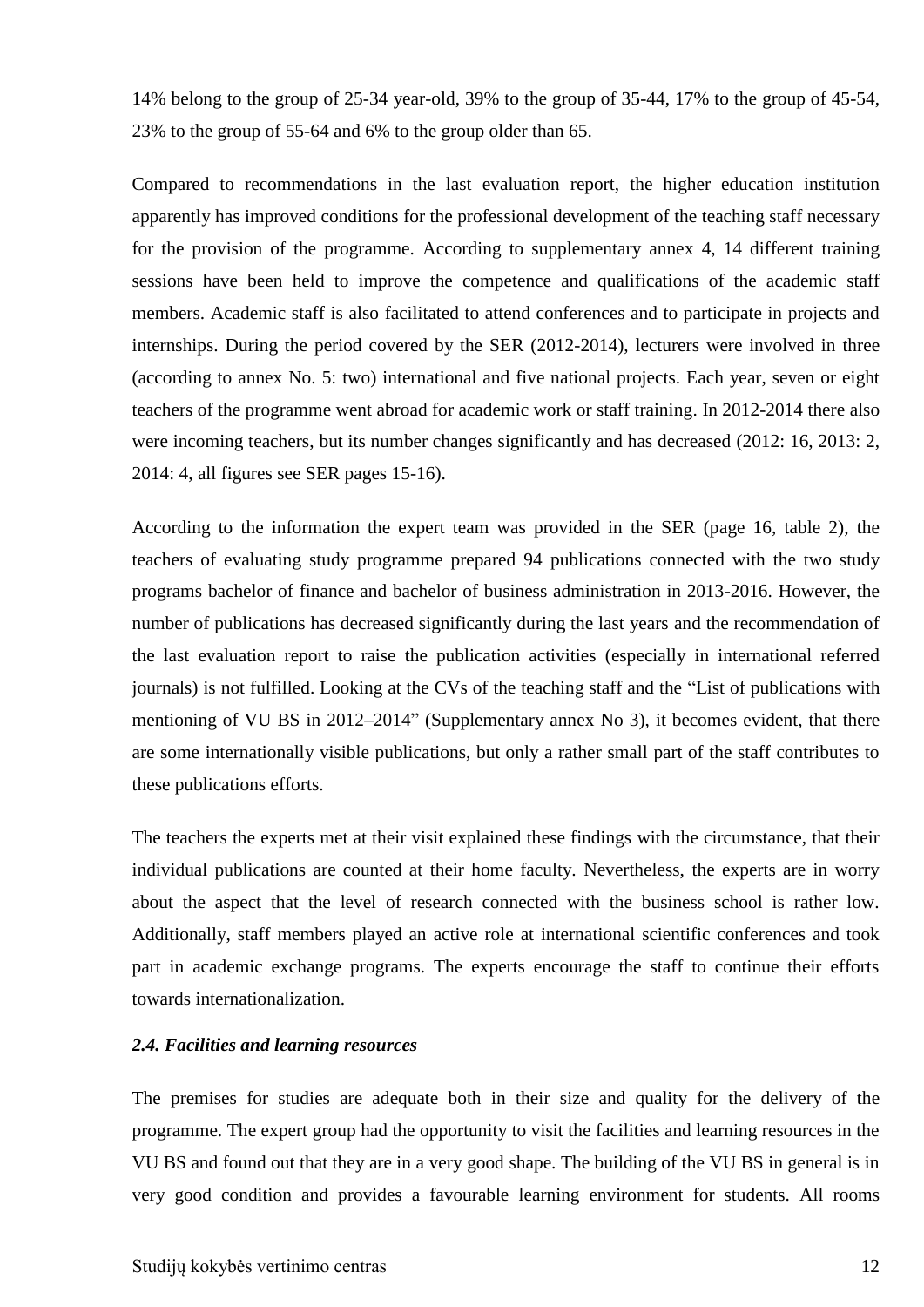14% belong to the group of 25-34 year-old, 39% to the group of 35-44, 17% to the group of 45-54, 23% to the group of 55-64 and 6% to the group older than 65.

Compared to recommendations in the last evaluation report, the higher education institution apparently has improved conditions for the professional development of the teaching staff necessary for the provision of the programme. According to supplementary annex 4, 14 different training sessions have been held to improve the competence and qualifications of the academic staff members. Academic staff is also facilitated to attend conferences and to participate in projects and internships. During the period covered by the SER (2012-2014), lecturers were involved in three (according to annex No. 5: two) international and five national projects. Each year, seven or eight teachers of the programme went abroad for academic work or staff training. In 2012-2014 there also were incoming teachers, but its number changes significantly and has decreased (2012: 16, 2013: 2, 2014: 4, all figures see SER pages 15-16).

According to the information the expert team was provided in the SER (page 16, table 2), the teachers of evaluating study programme prepared 94 publications connected with the two study programs bachelor of finance and bachelor of business administration in 2013-2016. However, the number of publications has decreased significantly during the last years and the recommendation of the last evaluation report to raise the publication activities (especially in international referred journals) is not fulfilled. Looking at the CVs of the teaching staff and the "List of publications with mentioning of VU BS in 2012–2014" (Supplementary annex No 3), it becomes evident, that there are some internationally visible publications, but only a rather small part of the staff contributes to these publications efforts.

The teachers the experts met at their visit explained these findings with the circumstance, that their individual publications are counted at their home faculty. Nevertheless, the experts are in worry about the aspect that the level of research connected with the business school is rather low. Additionally, staff members played an active role at international scientific conferences and took part in academic exchange programs. The experts encourage the staff to continue their efforts towards internationalization.

### *2.4. Facilities and learning resources*

The premises for studies are adequate both in their size and quality for the delivery of the programme. The expert group had the opportunity to visit the facilities and learning resources in the VU BS and found out that they are in a very good shape. The building of the VU BS in general is in very good condition and provides a favourable learning environment for students. All rooms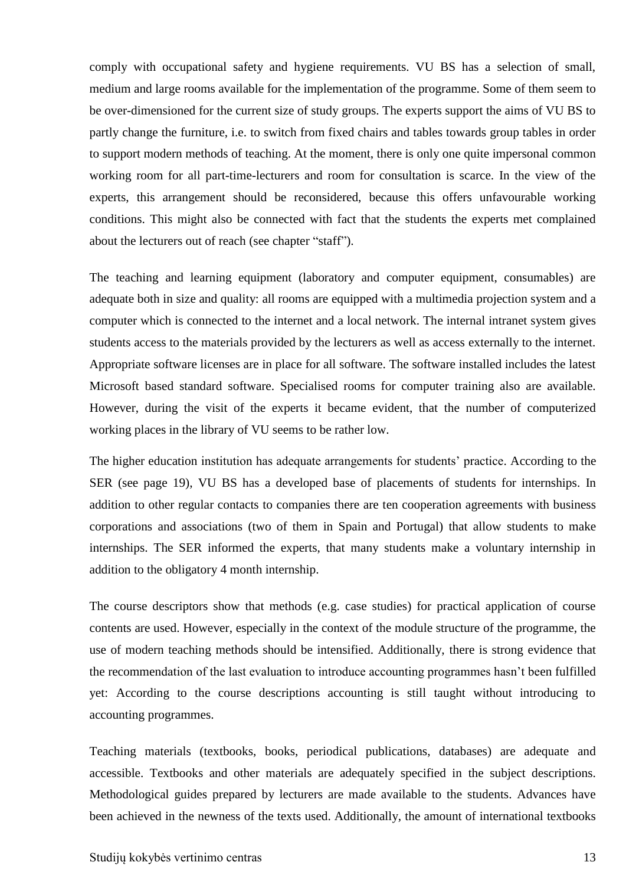comply with occupational safety and hygiene requirements. VU BS has a selection of small, medium and large rooms available for the implementation of the programme. Some of them seem to be over-dimensioned for the current size of study groups. The experts support the aims of VU BS to partly change the furniture, i.e. to switch from fixed chairs and tables towards group tables in order to support modern methods of teaching. At the moment, there is only one quite impersonal common working room for all part-time-lecturers and room for consultation is scarce. In the view of the experts, this arrangement should be reconsidered, because this offers unfavourable working conditions. This might also be connected with fact that the students the experts met complained about the lecturers out of reach (see chapter "staff").

The teaching and learning equipment (laboratory and computer equipment, consumables) are adequate both in size and quality: all rooms are equipped with a multimedia projection system and a computer which is connected to the internet and a local network. The internal intranet system gives students access to the materials provided by the lecturers as well as access externally to the internet. Appropriate software licenses are in place for all software. The software installed includes the latest Microsoft based standard software. Specialised rooms for computer training also are available. However, during the visit of the experts it became evident, that the number of computerized working places in the library of VU seems to be rather low.

The higher education institution has adequate arrangements for students' practice. According to the SER (see page 19), VU BS has a developed base of placements of students for internships. In addition to other regular contacts to companies there are ten cooperation agreements with business corporations and associations (two of them in Spain and Portugal) that allow students to make internships. The SER informed the experts, that many students make a voluntary internship in addition to the obligatory 4 month internship.

The course descriptors show that methods (e.g. case studies) for practical application of course contents are used. However, especially in the context of the module structure of the programme, the use of modern teaching methods should be intensified. Additionally, there is strong evidence that the recommendation of the last evaluation to introduce accounting programmes hasn't been fulfilled yet: According to the course descriptions accounting is still taught without introducing to accounting programmes.

Teaching materials (textbooks, books, periodical publications, databases) are adequate and accessible. Textbooks and other materials are adequately specified in the subject descriptions. Methodological guides prepared by lecturers are made available to the students. Advances have been achieved in the newness of the texts used. Additionally, the amount of international textbooks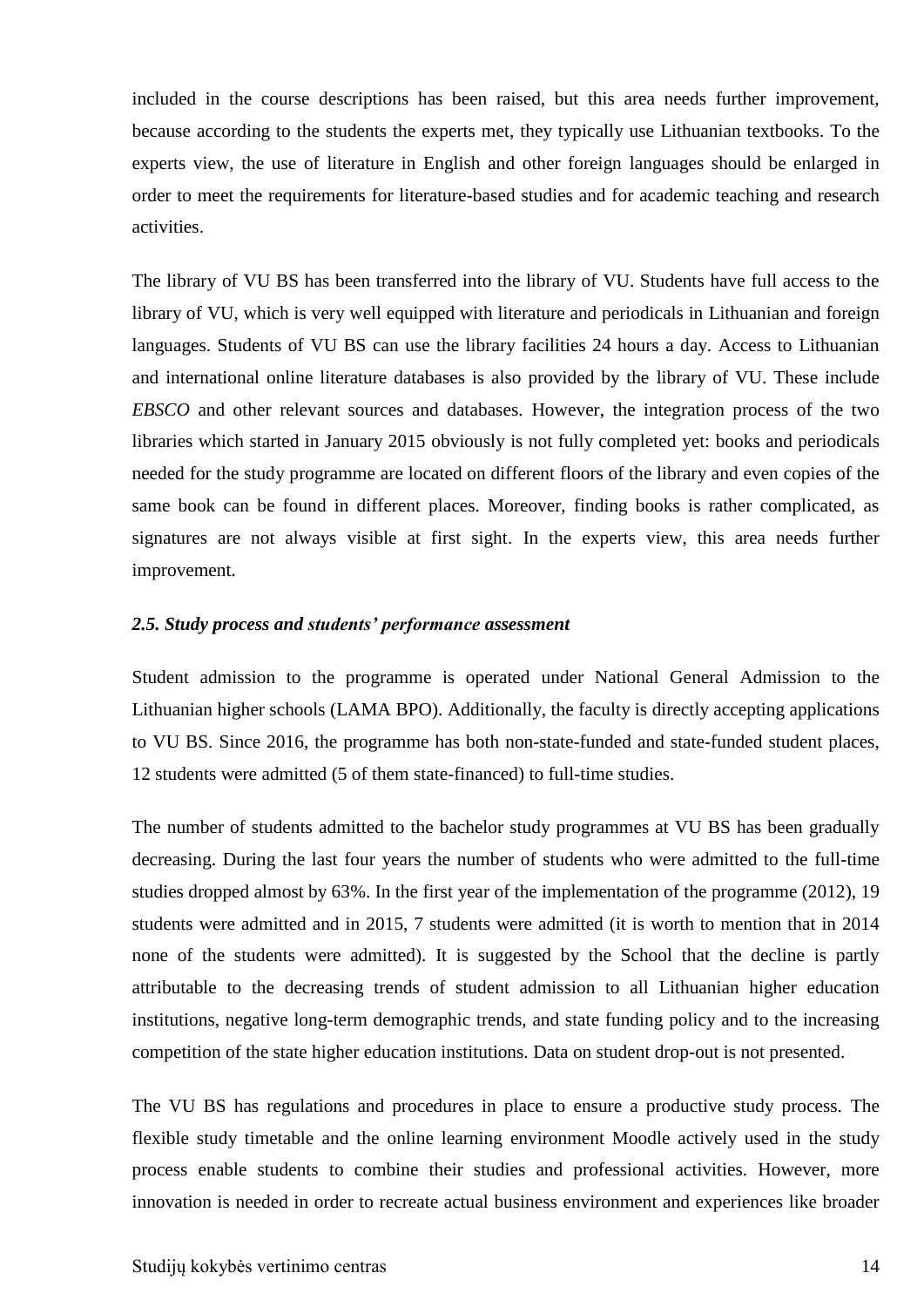included in the course descriptions has been raised, but this area needs further improvement, because according to the students the experts met, they typically use Lithuanian textbooks. To the experts view, the use of literature in English and other foreign languages should be enlarged in order to meet the requirements for literature-based studies and for academic teaching and research activities.

The library of VU BS has been transferred into the library of VU. Students have full access to the library of VU, which is very well equipped with literature and periodicals in Lithuanian and foreign languages. Students of VU BS can use the library facilities 24 hours a day. Access to Lithuanian and international online literature databases is also provided by the library of VU. These include *EBSCO* and other relevant sources and databases. However, the integration process of the two libraries which started in January 2015 obviously is not fully completed yet: books and periodicals needed for the study programme are located on different floors of the library and even copies of the same book can be found in different places. Moreover, finding books is rather complicated, as signatures are not always visible at first sight. In the experts view, this area needs further improvement.

### *2.5. Study process and students' performance assessment*

Student admission to the programme is operated under National General Admission to the Lithuanian higher schools (LAMA BPO). Additionally, the faculty is directly accepting applications to VU BS. Since 2016, the programme has both non-state-funded and state-funded student places, 12 students were admitted (5 of them state-financed) to full-time studies.

The number of students admitted to the bachelor study programmes at VU BS has been gradually decreasing. During the last four years the number of students who were admitted to the full-time studies dropped almost by 63%. In the first year of the implementation of the programme (2012), 19 students were admitted and in 2015, 7 students were admitted (it is worth to mention that in 2014 none of the students were admitted). It is suggested by the School that the decline is partly attributable to the decreasing trends of student admission to all Lithuanian higher education institutions, negative long-term demographic trends, and state funding policy and to the increasing competition of the state higher education institutions. Data on student drop-out is not presented.

The VU BS has regulations and procedures in place to ensure a productive study process. The flexible study timetable and the online learning environment Moodle actively used in the study process enable students to combine their studies and professional activities. However, more innovation is needed in order to recreate actual business environment and experiences like broader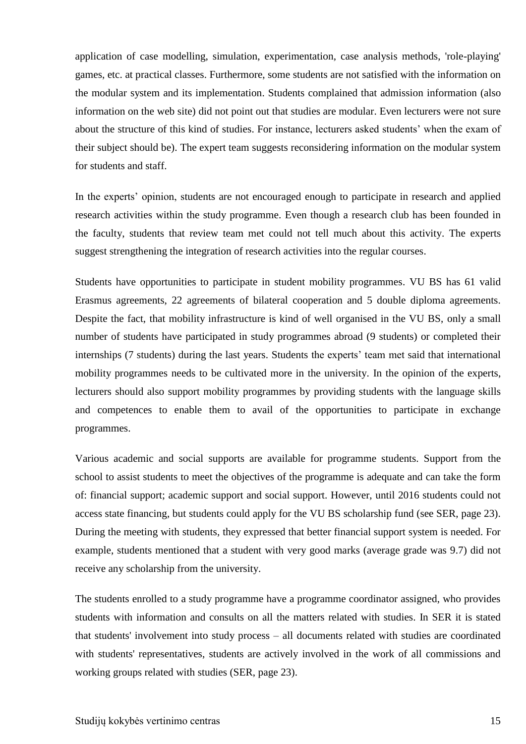application of case modelling, simulation, experimentation, case analysis methods, 'role-playing' games, etc. at practical classes. Furthermore, some students are not satisfied with the information on the modular system and its implementation. Students complained that admission information (also information on the web site) did not point out that studies are modular. Even lecturers were not sure about the structure of this kind of studies. For instance, lecturers asked students' when the exam of their subject should be). The expert team suggests reconsidering information on the modular system for students and staff.

In the experts' opinion, students are not encouraged enough to participate in research and applied research activities within the study programme. Even though a research club has been founded in the faculty, students that review team met could not tell much about this activity. The experts suggest strengthening the integration of research activities into the regular courses.

Students have opportunities to participate in student mobility programmes. VU BS has 61 valid Erasmus agreements, 22 agreements of bilateral cooperation and 5 double diploma agreements. Despite the fact, that mobility infrastructure is kind of well organised in the VU BS, only a small number of students have participated in study programmes abroad (9 students) or completed their internships (7 students) during the last years. Students the experts' team met said that international mobility programmes needs to be cultivated more in the university. In the opinion of the experts, lecturers should also support mobility programmes by providing students with the language skills and competences to enable them to avail of the opportunities to participate in exchange programmes.

Various academic and social supports are available for programme students. Support from the school to assist students to meet the objectives of the programme is adequate and can take the form of: financial support; academic support and social support. However, until 2016 students could not access state financing, but students could apply for the VU BS scholarship fund (see SER, page 23). During the meeting with students, they expressed that better financial support system is needed. For example, students mentioned that a student with very good marks (average grade was 9.7) did not receive any scholarship from the university.

The students enrolled to a study programme have a programme coordinator assigned, who provides students with information and consults on all the matters related with studies. In SER it is stated that students' involvement into study process – all documents related with studies are coordinated with students' representatives, students are actively involved in the work of all commissions and working groups related with studies (SER, page 23).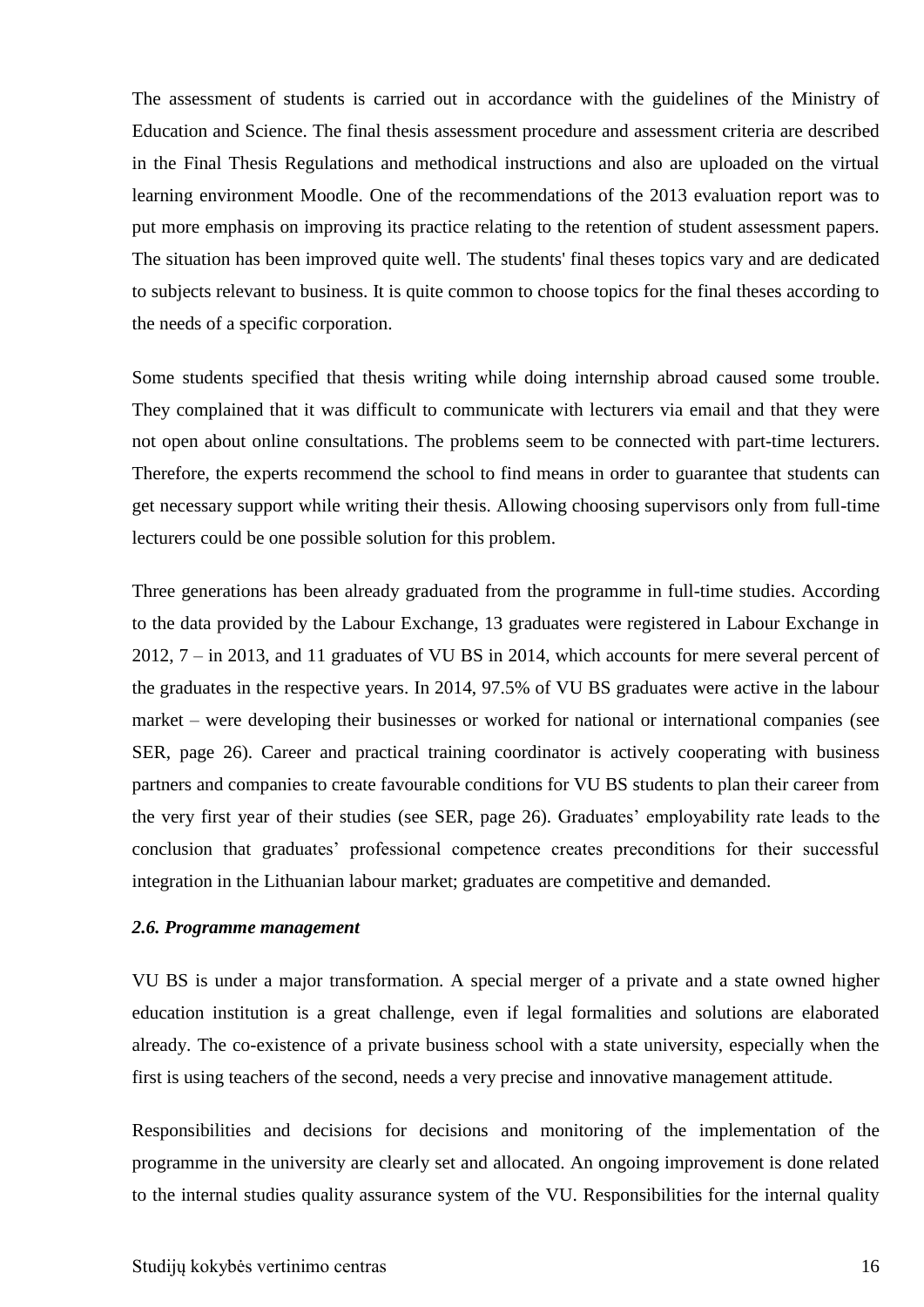The assessment of students is carried out in accordance with the guidelines of the Ministry of Education and Science. The final thesis assessment procedure and assessment criteria are described in the Final Thesis Regulations and methodical instructions and also are uploaded on the virtual learning environment Moodle. One of the recommendations of the 2013 evaluation report was to put more emphasis on improving its practice relating to the retention of student assessment papers. The situation has been improved quite well. The students' final theses topics vary and are dedicated to subjects relevant to business. It is quite common to choose topics for the final theses according to the needs of a specific corporation.

Some students specified that thesis writing while doing internship abroad caused some trouble. They complained that it was difficult to communicate with lecturers via email and that they were not open about online consultations. The problems seem to be connected with part-time lecturers. Therefore, the experts recommend the school to find means in order to guarantee that students can get necessary support while writing their thesis. Allowing choosing supervisors only from full-time lecturers could be one possible solution for this problem.

Three generations has been already graduated from the programme in full-time studies. According to the data provided by the Labour Exchange, 13 graduates were registered in Labour Exchange in 2012, 7 – in 2013, and 11 graduates of VU BS in 2014, which accounts for mere several percent of the graduates in the respective years. In 2014, 97.5% of VU BS graduates were active in the labour market – were developing their businesses or worked for national or international companies (see SER, page 26). Career and practical training coordinator is actively cooperating with business partners and companies to create favourable conditions for VU BS students to plan their career from the very first year of their studies (see SER, page 26). Graduates' employability rate leads to the conclusion that graduates' professional competence creates preconditions for their successful integration in the Lithuanian labour market; graduates are competitive and demanded.

### *2.6. Programme management*

VU BS is under a major transformation. A special merger of a private and a state owned higher education institution is a great challenge, even if legal formalities and solutions are elaborated already. The co-existence of a private business school with a state university, especially when the first is using teachers of the second, needs a very precise and innovative management attitude.

Responsibilities and decisions for decisions and monitoring of the implementation of the programme in the university are clearly set and allocated. An ongoing improvement is done related to the internal studies quality assurance system of the VU. Responsibilities for the internal quality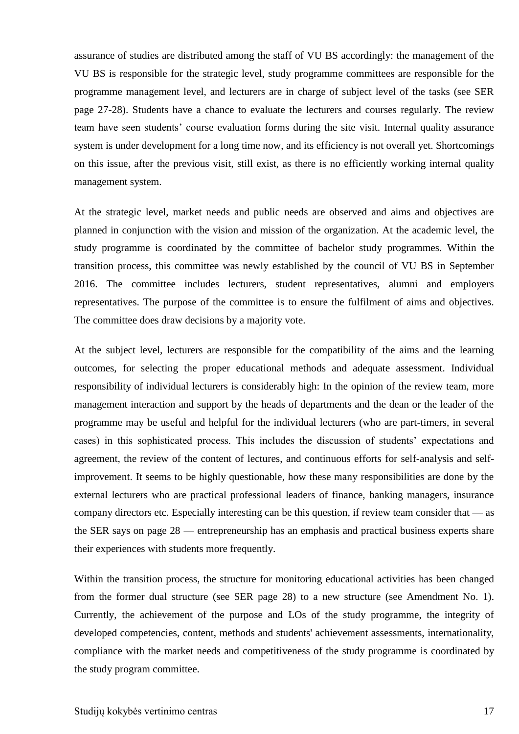assurance of studies are distributed among the staff of VU BS accordingly: the management of the VU BS is responsible for the strategic level, study programme committees are responsible for the programme management level, and lecturers are in charge of subject level of the tasks (see SER page 27-28). Students have a chance to evaluate the lecturers and courses regularly. The review team have seen students' course evaluation forms during the site visit. Internal quality assurance system is under development for a long time now, and its efficiency is not overall yet. Shortcomings on this issue, after the previous visit, still exist, as there is no efficiently working internal quality management system.

At the strategic level, market needs and public needs are observed and aims and objectives are planned in conjunction with the vision and mission of the organization. At the academic level, the study programme is coordinated by the committee of bachelor study programmes. Within the transition process, this committee was newly established by the council of VU BS in September 2016. The committee includes lecturers, student representatives, alumni and employers representatives. The purpose of the committee is to ensure the fulfilment of aims and objectives. The committee does draw decisions by a majority vote.

At the subject level, lecturers are responsible for the compatibility of the aims and the learning outcomes, for selecting the proper educational methods and adequate assessment. Individual responsibility of individual lecturers is considerably high: In the opinion of the review team, more management interaction and support by the heads of departments and the dean or the leader of the programme may be useful and helpful for the individual lecturers (who are part-timers, in several cases) in this sophisticated process. This includes the discussion of students' expectations and agreement, the review of the content of lectures, and continuous efforts for self-analysis and self-improvement. It seems to be highly questionable, how these many responsibilities are done by the external lecturers who are practical professional leaders of finance, banking managers, insurance company directors etc. Especially interesting can be this question, if review team consider that — as the SER says on page 28 — entrepreneurship has an emphasis and practical business experts share their experiences with students more frequently.

Within the transition process, the structure for monitoring educational activities has been changed from the former dual structure (see SER page 28) to a new structure (see Amendment No. 1). Currently, the achievement of the purpose and LOs of the study programme, the integrity of developed competencies, content, methods and students' achievement assessments, internationality, compliance with the market needs and competitiveness of the study programme is coordinated by the study program committee.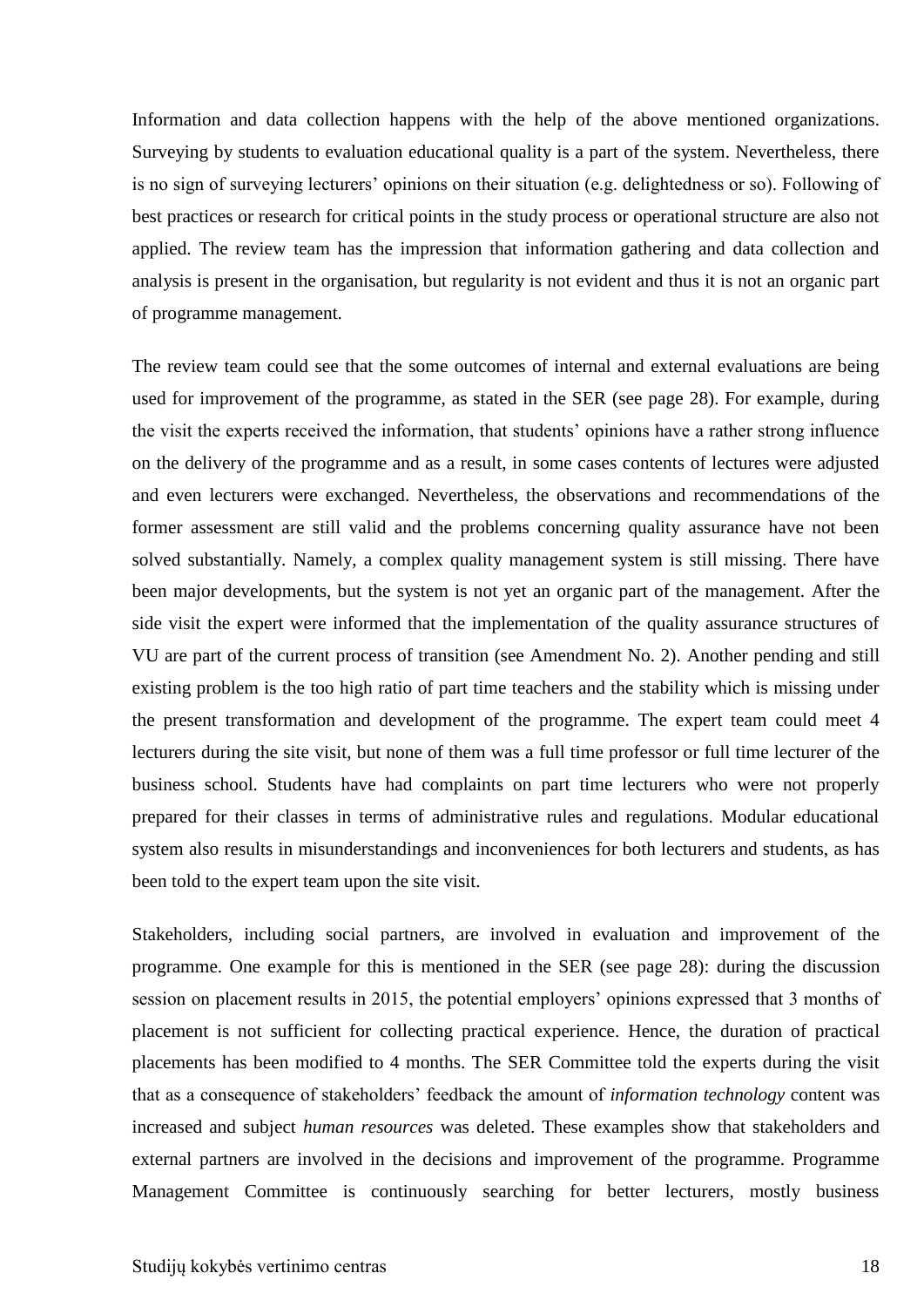Information and data collection happens with the help of the above mentioned organizations. Surveying by students to evaluation educational quality is a part of the system. Nevertheless, there is no sign of surveying lecturers' opinions on their situation (e.g. delightedness or so). Following of best practices or research for critical points in the study process or operational structure are also not applied. The review team has the impression that information gathering and data collection and analysis is present in the organisation, but regularity is not evident and thus it is not an organic part of programme management.

The review team could see that the some outcomes of internal and external evaluations are being used for improvement of the programme, as stated in the SER (see page 28). For example, during the visit the experts received the information, that students' opinions have a rather strong influence on the delivery of the programme and as a result, in some cases contents of lectures were adjusted and even lecturers were exchanged. Nevertheless, the observations and recommendations of the former assessment are still valid and the problems concerning quality assurance have not been solved substantially. Namely, a complex quality management system is still missing. There have been major developments, but the system is not yet an organic part of the management. After the side visit the expert were informed that the implementation of the quality assurance structures of VU are part of the current process of transition (see Amendment No. 2). Another pending and still existing problem is the too high ratio of part time teachers and the stability which is missing under the present transformation and development of the programme. The expert team could meet 4 lecturers during the site visit, but none of them was a full time professor or full time lecturer of the business school. Students have had complaints on part time lecturers who were not properly prepared for their classes in terms of administrative rules and regulations. Modular educational system also results in misunderstandings and inconveniences for both lecturers and students, as has been told to the expert team upon the site visit.

Stakeholders, including social partners, are involved in evaluation and improvement of the programme. One example for this is mentioned in the SER (see page 28): during the discussion session on placement results in 2015, the potential employers' opinions expressed that 3 months of placement is not sufficient for collecting practical experience. Hence, the duration of practical placements has been modified to 4 months. The SER Committee told the experts during the visit that as a consequence of stakeholders' feedback the amount of *information technology* content was increased and subject *human resources* was deleted. These examples show that stakeholders and external partners are involved in the decisions and improvement of the programme. Programme Management Committee is continuously searching for better lecturers, mostly business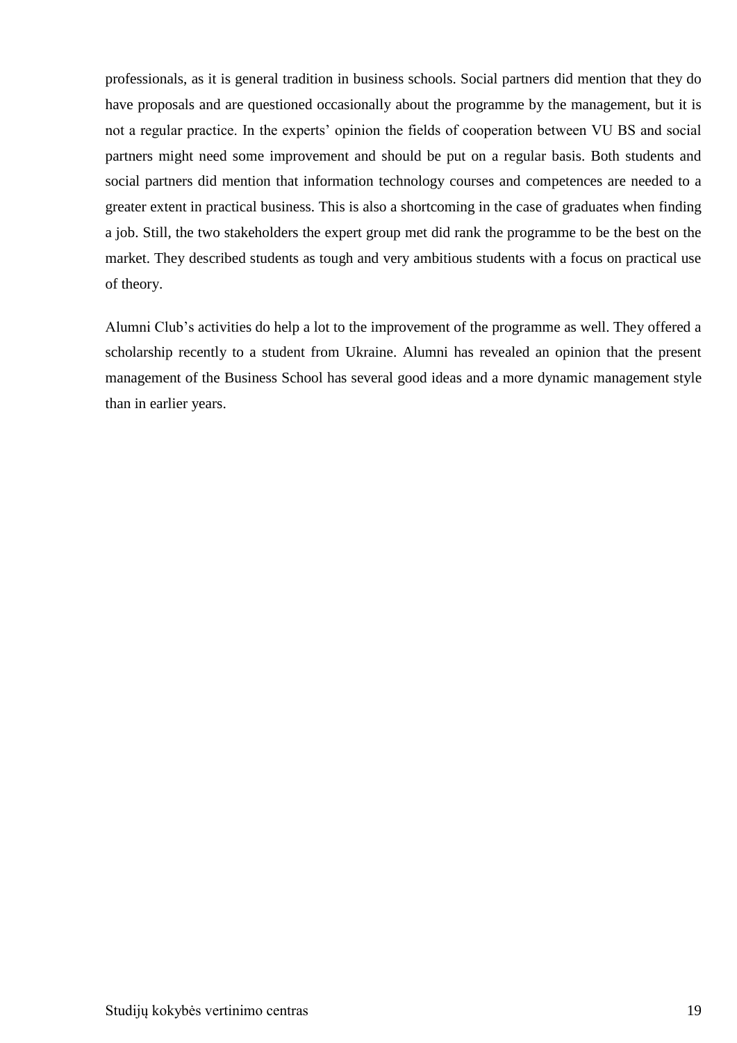professionals, as it is general tradition in business schools. Social partners did mention that they do have proposals and are questioned occasionally about the programme by the management, but it is not a regular practice. In the experts' opinion the fields of cooperation between VU BS and social partners might need some improvement and should be put on a regular basis. Both students and social partners did mention that information technology courses and competences are needed to a greater extent in practical business. This is also a shortcoming in the case of graduates when finding a job. Still, the two stakeholders the expert group met did rank the programme to be the best on the market. They described students as tough and very ambitious students with a focus on practical use of theory.

Alumni Club's activities do help a lot to the improvement of the programme as well. They offered a scholarship recently to a student from Ukraine. Alumni has revealed an opinion that the present management of the Business School has several good ideas and a more dynamic management style than in earlier years.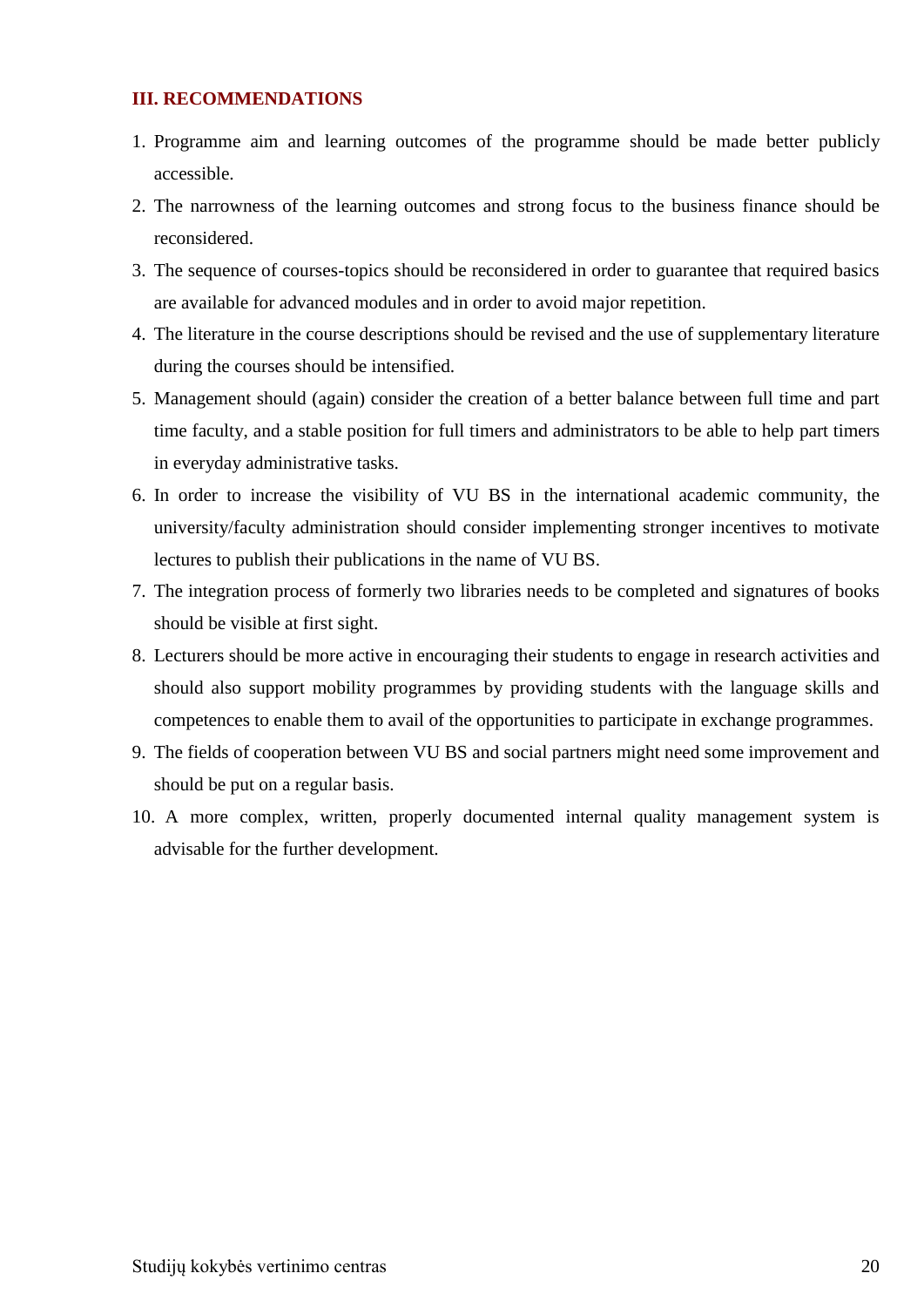## III. RECOMMENDATIONS

1. Programme aim and learning outcomes of the programme should be made better publicly accessible.
2. The narrowness of the learning outcomes and strong focus to the business finance should be reconsidered.
3. The sequence of courses-topics should be reconsidered in order to guarantee that required basics are available for advanced modules and in order to avoid major repetition.
4. The literature in the course descriptions should be revised and the use of supplementary literature during the courses should be intensified.
5. Management should (again) consider the creation of a better balance between full time and part time faculty, and a stable position for full timers and administrators to be able to help part timers in everyday administrative tasks.
6. In order to increase the visibility of VU BS in the international academic community, the university/faculty administration should consider implementing stronger incentives to motivate lectures to publish their publications in the name of VU BS.
7. The integration process of formerly two libraries needs to be completed and signatures of books should be visible at first sight.
8. Lecturers should be more active in encouraging their students to engage in research activities and should also support mobility programmes by providing students with the language skills and competences to enable them to avail of the opportunities to participate in exchange programmes.
9. The fields of cooperation between VU BS and social partners might need some improvement and should be put on a regular basis.
10. A more complex, written, properly documented internal quality management system is advisable for the further development.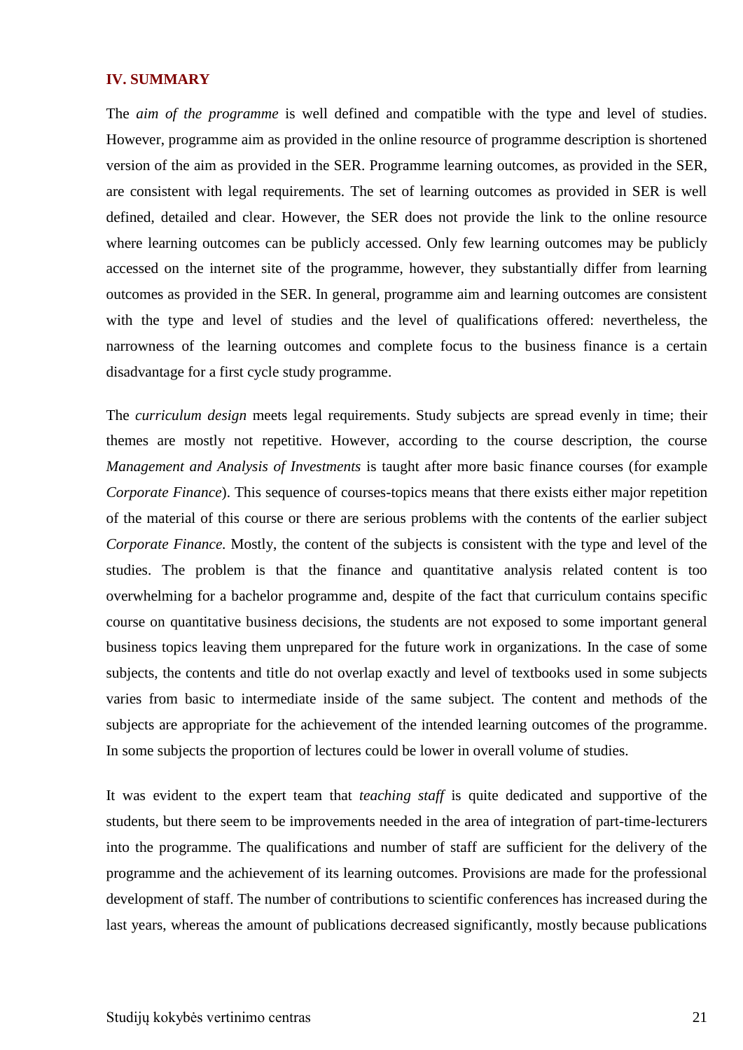## IV. SUMMARY

The *aim of the programme* is well defined and compatible with the type and level of studies. However, programme aim as provided in the online resource of programme description is shortened version of the aim as provided in the SER. Programme learning outcomes, as provided in the SER, are consistent with legal requirements. The set of learning outcomes as provided in SER is well defined, detailed and clear. However, the SER does not provide the link to the online resource where learning outcomes can be publicly accessed. Only few learning outcomes may be publicly accessed on the internet site of the programme, however, they substantially differ from learning outcomes as provided in the SER. In general, programme aim and learning outcomes are consistent with the type and level of studies and the level of qualifications offered: nevertheless, the narrowness of the learning outcomes and complete focus to the business finance is a certain disadvantage for a first cycle study programme.

The *curriculum design* meets legal requirements. Study subjects are spread evenly in time; their themes are mostly not repetitive. However, according to the course description, the course *Management and Analysis of Investments* is taught after more basic finance courses (for example *Corporate Finance*). This sequence of courses-topics means that there exists either major repetition of the material of this course or there are serious problems with the contents of the earlier subject *Corporate Finance.* Mostly, the content of the subjects is consistent with the type and level of the studies. The problem is that the finance and quantitative analysis related content is too overwhelming for a bachelor programme and, despite of the fact that curriculum contains specific course on quantitative business decisions, the students are not exposed to some important general business topics leaving them unprepared for the future work in organizations. In the case of some subjects, the contents and title do not overlap exactly and level of textbooks used in some subjects varies from basic to intermediate inside of the same subject. The content and methods of the subjects are appropriate for the achievement of the intended learning outcomes of the programme. In some subjects the proportion of lectures could be lower in overall volume of studies.

It was evident to the expert team that *teaching staff* is quite dedicated and supportive of the students, but there seem to be improvements needed in the area of integration of part-time-lecturers into the programme. The qualifications and number of staff are sufficient for the delivery of the programme and the achievement of its learning outcomes. Provisions are made for the professional development of staff. The number of contributions to scientific conferences has increased during the last years, whereas the amount of publications decreased significantly, mostly because publications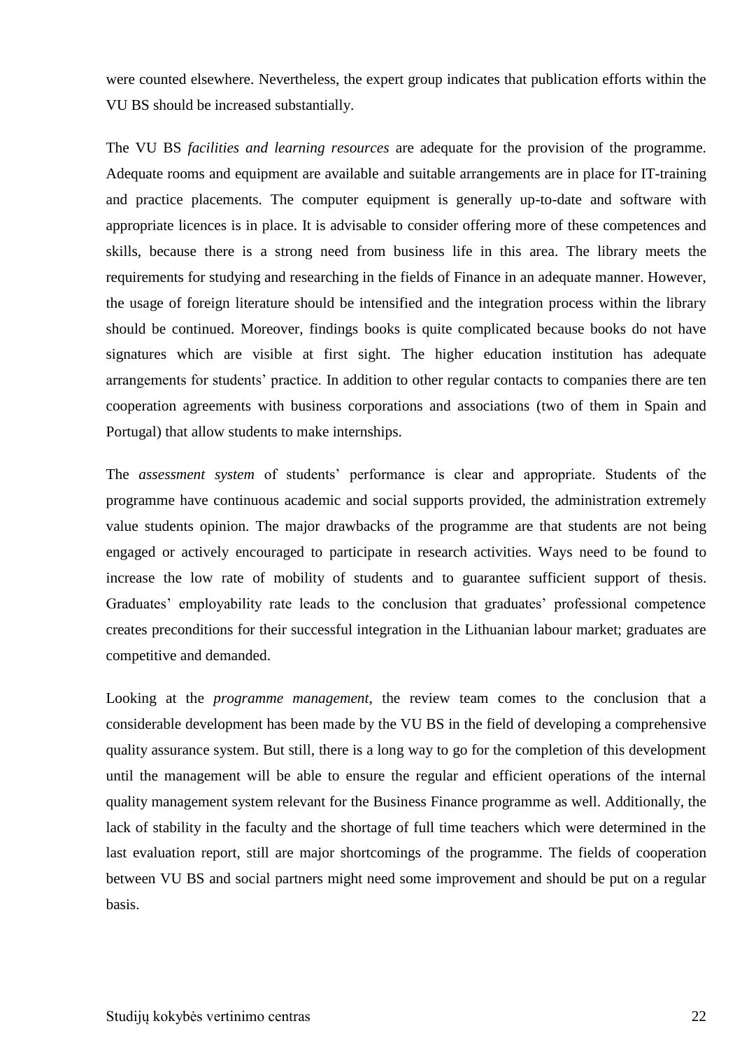were counted elsewhere. Nevertheless, the expert group indicates that publication efforts within the VU BS should be increased substantially.

The VU BS *facilities and learning resources* are adequate for the provision of the programme. Adequate rooms and equipment are available and suitable arrangements are in place for IT-training and practice placements. The computer equipment is generally up-to-date and software with appropriate licences is in place. It is advisable to consider offering more of these competences and skills, because there is a strong need from business life in this area. The library meets the requirements for studying and researching in the fields of Finance in an adequate manner. However, the usage of foreign literature should be intensified and the integration process within the library should be continued. Moreover, findings books is quite complicated because books do not have signatures which are visible at first sight. The higher education institution has adequate arrangements for students' practice. In addition to other regular contacts to companies there are ten cooperation agreements with business corporations and associations (two of them in Spain and Portugal) that allow students to make internships.

The *assessment system* of students' performance is clear and appropriate. Students of the programme have continuous academic and social supports provided, the administration extremely value students opinion. The major drawbacks of the programme are that students are not being engaged or actively encouraged to participate in research activities. Ways need to be found to increase the low rate of mobility of students and to guarantee sufficient support of thesis. Graduates' employability rate leads to the conclusion that graduates' professional competence creates preconditions for their successful integration in the Lithuanian labour market; graduates are competitive and demanded.

Looking at the *programme management*, the review team comes to the conclusion that a considerable development has been made by the VU BS in the field of developing a comprehensive quality assurance system. But still, there is a long way to go for the completion of this development until the management will be able to ensure the regular and efficient operations of the internal quality management system relevant for the Business Finance programme as well. Additionally, the lack of stability in the faculty and the shortage of full time teachers which were determined in the last evaluation report, still are major shortcomings of the programme. The fields of cooperation between VU BS and social partners might need some improvement and should be put on a regular basis.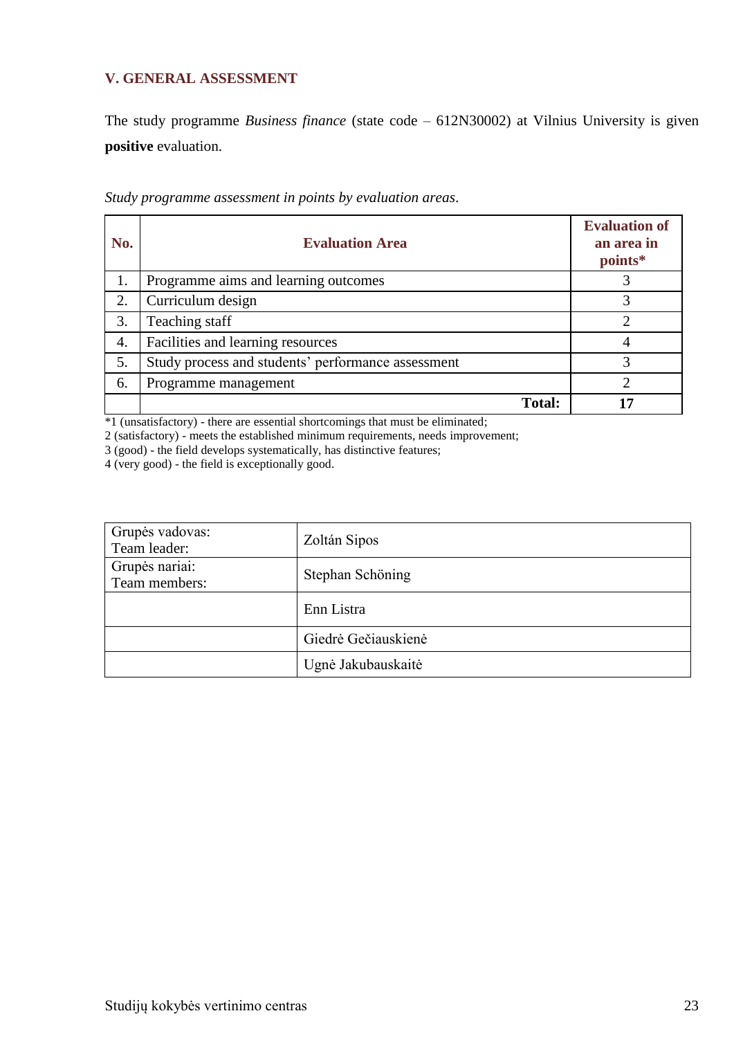## V. GENERAL ASSESSMENT

The study programme *Business finance* (state code – 612N30002) at Vilnius University is given **positive** evaluation.

*Study programme assessment in points by evaluation areas*.

| No. | Evaluation Area | Evaluation of an area in points* |
|---|---|---|
| 1. | Programme aims and learning outcomes | 3 |
| 2. | Curriculum design | 3 |
| 3. | Teaching staff | 2 |
| 4. | Facilities and learning resources | 4 |
| 5. | Study process and students' performance assessment | 3 |
| 6. | Programme management | 2 |
| | **Total:** | **17** |

*1 (unsatisfactory) - there are essential shortcomings that must be eliminated;
2 (satisfactory) - meets the established minimum requirements, needs improvement;
3 (good) - the field develops systematically, has distinctive features;
4 (very good) - the field is exceptionally good.

| | |
|---|---|
| Grupės vadovas:<br>Team leader: | Zoltán Sipos |
| Grupės nariai:<br>Team members: | Stephan Schöning |
| | Enn Listra |
| | Giedrė Gečiauskienė |
| | Ugnė Jakubauskaitė |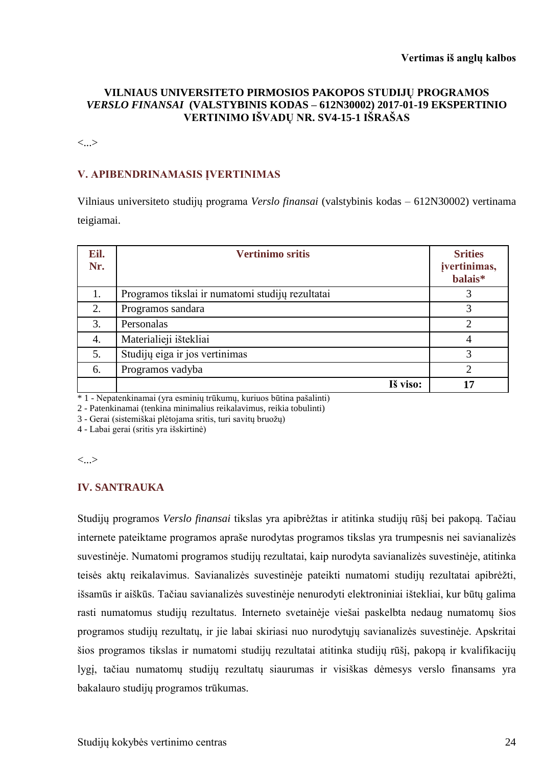**Vertimas iš anglų kalbos**

**VILNIAUS UNIVERSITETO PIRMOSIOS PAKOPOS STUDIJŲ PROGRAMOS *VERSLO FINANSAI* (VALSTYBINIS KODAS – 612N30002) 2017-01-19 EKSPERTINIO VERTINIMO IŠVADŲ NR. SV4-15-1 IŠRAŠAS**

<...>

## V. APIBENDRINAMASIS ĮVERTINIMAS

Vilniaus universiteto studijų programa *Verslo finansai* (valstybinis kodas – 612N30002) vertinama teigiamai.

| Eil. Nr. | Vertinimo sritis | Srities įvertinimas, balais* |
|---|---|---|
| 1. | Programos tikslai ir numatomi studijų rezultatai | 3 |
| 2. | Programos sandara | 3 |
| 3. | Personalas | 2 |
| 4. | Materialieji ištekliai | 4 |
| 5. | Studijų eiga ir jos vertinimas | 3 |
| 6. | Programos vadyba | 2 |
| | **Iš viso:** | **17** |

\* 1 - Nepatenkinamai (yra esminių trūkumų, kuriuos būtina pašalinti)
2 - Patenkinamai (tenkina minimalius reikalavimus, reikia tobulinti)
3 - Gerai (sistemiškai plėtojama sritis, turi savitų bruožų)
4 - Labai gerai (sritis yra išskirtinė)

<...>

## IV. SANTRAUKA

Studijų programos *Verslo finansai* tikslas yra apibrėžtas ir atitinka studijų rūšį bei pakopą. Tačiau internete pateiktame programos apraše nurodytas programos tikslas yra trumpesnis nei savianalizės suvestinėje. Numatomi programos studijų rezultatai, kaip nurodyta savianalizės suvestinėje, atitinka teisės aktų reikalavimus. Savianalizės suvestinėje pateikti numatomi studijų rezultatai apibrėžti, išsamūs ir aiškūs. Tačiau savianalizės suvestinėje nenurodyti elektroniniai ištekliai, kur būtų galima rasti numatomus studijų rezultatus. Interneto svetainėje viešai paskelbta nedaug numatomų šios programos studijų rezultatų, ir jie labai skiriasi nuo nurodytųjų savianalizės suvestinėje. Apskritai šios programos tikslas ir numatomi studijų rezultatai atitinka studijų rūšį, pakopą ir kvalifikacijų lygį, tačiau numatomų studijų rezultatų siaurumas ir visiškas dėmesys verslo finansams yra bakalauro studijų programos trūkumas.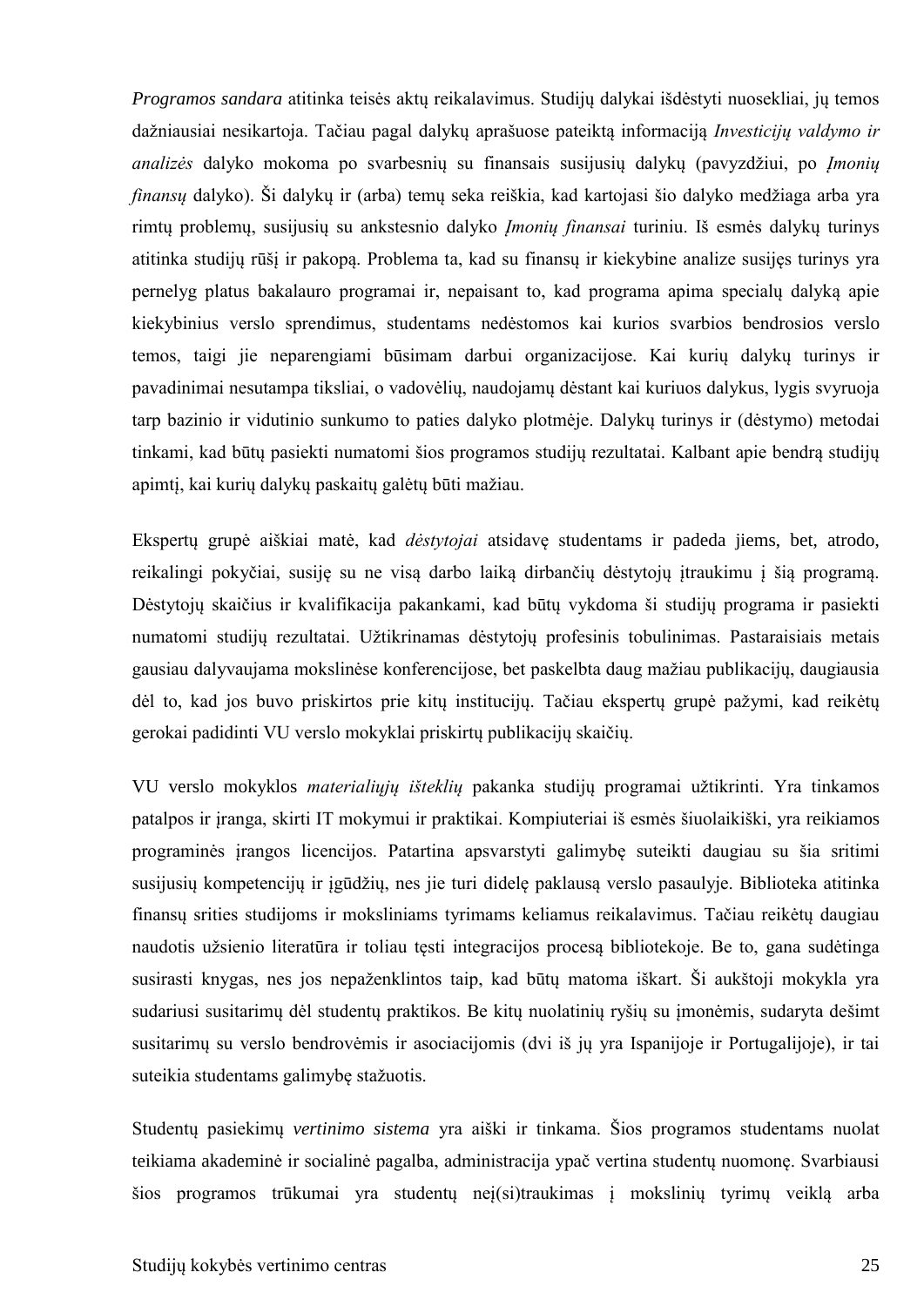*Programos sandara* atitinka teisės aktų reikalavimus. Studijų dalykai išdėstyti nuosekliai, jų temos dažniausiai nesikartoja. Tačiau pagal dalykų aprašuose pateiktą informaciją *Investicijų valdymo ir analizės* dalyko mokoma po svarbesnių su finansais susijusių dalykų (pavyzdžiui, po *Įmonių finansų* dalyko). Ši dalykų ir (arba) temų seka reiškia, kad kartojasi šio dalyko medžiaga arba yra rimtų problemų, susijusių su ankstesnio dalyko *Įmonių finansai* turiniu. Iš esmės dalykų turinys atitinka studijų rūšį ir pakopą. Problema ta, kad su finansų ir kiekybine analize susijęs turinys yra pernelyg platus bakalauro programai ir, nepaisant to, kad programa apima specialų dalyką apie kiekybinius verslo sprendimus, studentams nedėstomos kai kurios svarbios bendrosios verslo temos, taigi jie neparengiami būsimam darbui organizacijose. Kai kurių dalykų turinys ir pavadinimai nesutampa tiksliai, o vadovėlių, naudojamų dėstant kai kuriuos dalykus, lygis svyruoja tarp bazinio ir vidutinio sunkumo to paties dalyko plotmėje. Dalykų turinys ir (dėstymo) metodai tinkami, kad būtų pasiekti numatomi šios programos studijų rezultatai. Kalbant apie bendrą studijų apimtį, kai kurių dalykų paskaitų galėtų būti mažiau.

Ekspertų grupė aiškiai matė, kad *dėstytojai* atsidavę studentams ir padeda jiems, bet, atrodo, reikalingi pokyčiai, susiję su ne visą darbo laiką dirbančių dėstytojų įtraukimu į šią programą. Dėstytojų skaičius ir kvalifikacija pakankami, kad būtų vykdoma ši studijų programa ir pasiekti numatomi studijų rezultatai. Užtikrinamas dėstytojų profesinis tobulinimas. Pastaraisiais metais gausiau dalyvaujama mokslinėse konferencijose, bet paskelbta daug mažiau publikacijų, daugiausia dėl to, kad jos buvo priskirtos prie kitų institucijų. Tačiau ekspertų grupė pažymi, kad reikėtų gerokai padidinti VU verslo mokyklai priskirtų publikacijų skaičių.

VU verslo mokyklos *materialiųjų išteklių* pakanka studijų programai užtikrinti. Yra tinkamos patalpos ir įranga, skirti IT mokymui ir praktikai. Kompiuteriai iš esmės šiuolaikiški, yra reikiamos programinės įrangos licencijos. Patartina apsvarstyti galimybę suteikti daugiau su šia sritimi susijusių kompetencijų ir įgūdžių, nes jie turi didelę paklausą verslo pasaulyje. Biblioteka atitinka finansų srities studijoms ir moksliniams tyrimams keliamus reikalavimus. Tačiau reikėtų daugiau naudotis užsienio literatūra ir toliau tęsti integracijos procesą bibliotekoje. Be to, gana sudėtinga susirasti knygas, nes jos nepažènklintos taip, kad būtų matoma iškart. Ši aukštoji mokykla yra sudariusi susitarimų dėl studentų praktikos. Be kitų nuolatinių ryšių su įmonėmis, sudaryta dešimt susitarimų su verslo bendrovėmis ir asociacijomis (dvi iš jų yra Ispanijoje ir Portugalijoje), ir tai suteikia studentams galimybę stažuotis.

Studentų pasiekimų *vertinimo sistema* yra aiški ir tinkama. Šios programos studentams nuolat teikiama akademinė ir socialinė pagalba, administracija ypač vertina studentų nuomonę. Svarbiausi šios programos trūkumai yra studentų neį(si)traukimas į mokslinių tyrimų veiklą arba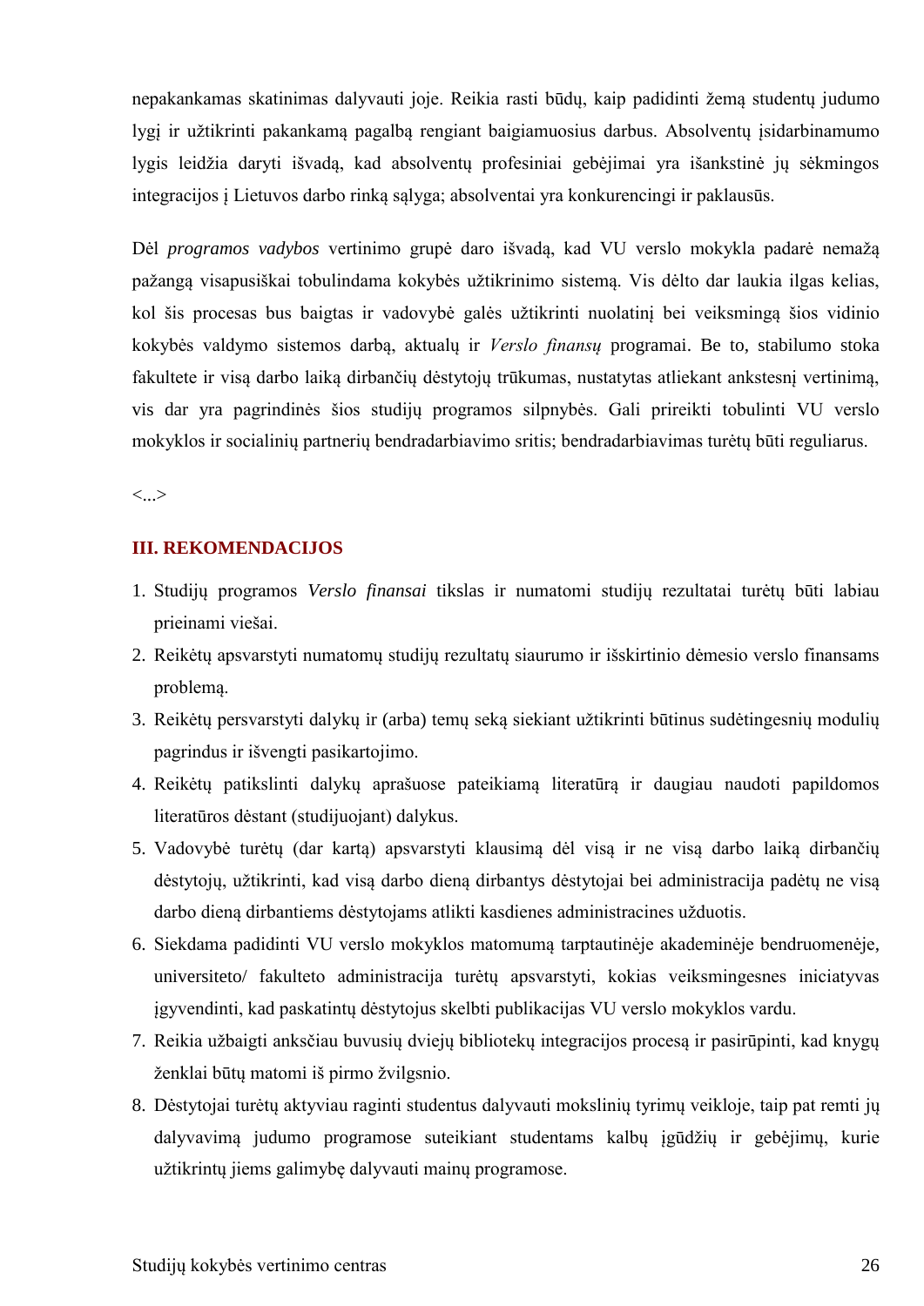nepakankamas skatinimas dalyvauti joje. Reikia rasti būdų, kaip padidinti žemą studentų judumo lygį ir užtikrinti pakankamą pagalbą rengiant baigiamuosius darbus. Absolventų įsidarbinamumo lygis leidžia daryti išvadą, kad absolventų profesiniai gebėjimai yra išankstinė jų sėkmingos integracijos į Lietuvos darbo rinką sąlyga; absolventai yra konkurencingi ir paklausūs.

Dėl *programos vadybos* vertinimo grupė daro išvadą, kad VU verslo mokykla padarė nemažą pažangą visapusiškai tobulindama kokybės užtikrinimo sistemą. Vis dėlto dar laukia ilgas kelias, kol šis procesas bus baigtas ir vadovybė galės užtikrinti nuolatinį bei veiksmingą šios vidinio kokybės valdymo sistemos darbą, aktualų ir *Verslo finansų* programai. Be to, stabilumo stoka fakultete ir visą darbo laiką dirbančių dėstytojų trūkumas, nustatytas atliekant ankstesnį vertinimą, vis dar yra pagrindinės šios studijų programos silpnybės. Gali prireikti tobulinti VU verslo mokyklos ir socialinių partnerių bendradarbiavimo sritis; bendradarbiavimas turėtų būti reguliarus.

<...>

## III. REKOMENDACIJOS

1. Studijų programos *Verslo finansai* tikslas ir numatomi studijų rezultatai turėtų būti labiau prieinami viešai.
2. Reikėtų apsvarstyti numatomų studijų rezultatų siaurumo ir išskirtinio dėmesio verslo finansams problemą.
3. Reikėtų persvarstyti dalykų ir (arba) temų seką siekiant užtikrinti būtinus sudėtingesnių modulių pagrindus ir išvengti pasikartojimo.
4. Reikėtų patikslinti dalykų aprašuose pateikiamą literatūrą ir daugiau naudoti papildomos literatūros dėstant (studijuojant) dalykus.
5. Vadovybė turėtų (dar kartą) apsvarstyti klausimą dėl visą ir ne visą darbo laiką dirbančių dėstytojų, užtikrinti, kad visą darbo dieną dirbantys dėstytojai bei administracija padėtų ne visą darbo dieną dirbantiems dėstytojams atlikti kasdienes administracines užduotis.
6. Siekdama padidinti VU verslo mokyklos matomumą tarptautinėje akademinėje bendruomenėje, universiteto/ fakulteto administracija turėtų apsvarstyti, kokias veiksmingesnes iniciatyvas įgyvendinti, kad paskatintų dėstytojus skelbti publikacijas VU verslo mokyklos vardu.
7. Reikia užbaigti anksčiau buvusių dviejų bibliotekų integracijos procesą ir pasirūpinti, kad knygų ženklai būtų matomi iš pirmo žvilgsnio.
8. Dėstytojai turėtų aktyviau raginti studentus dalyvauti mokslinių tyrimų veikloje, taip pat remti jų dalyvavimą judumo programose suteikiant studentams kalbų įgūdžių ir gebėjimų, kurie užtikrintų jiems galimybę dalyvauti mainų programose.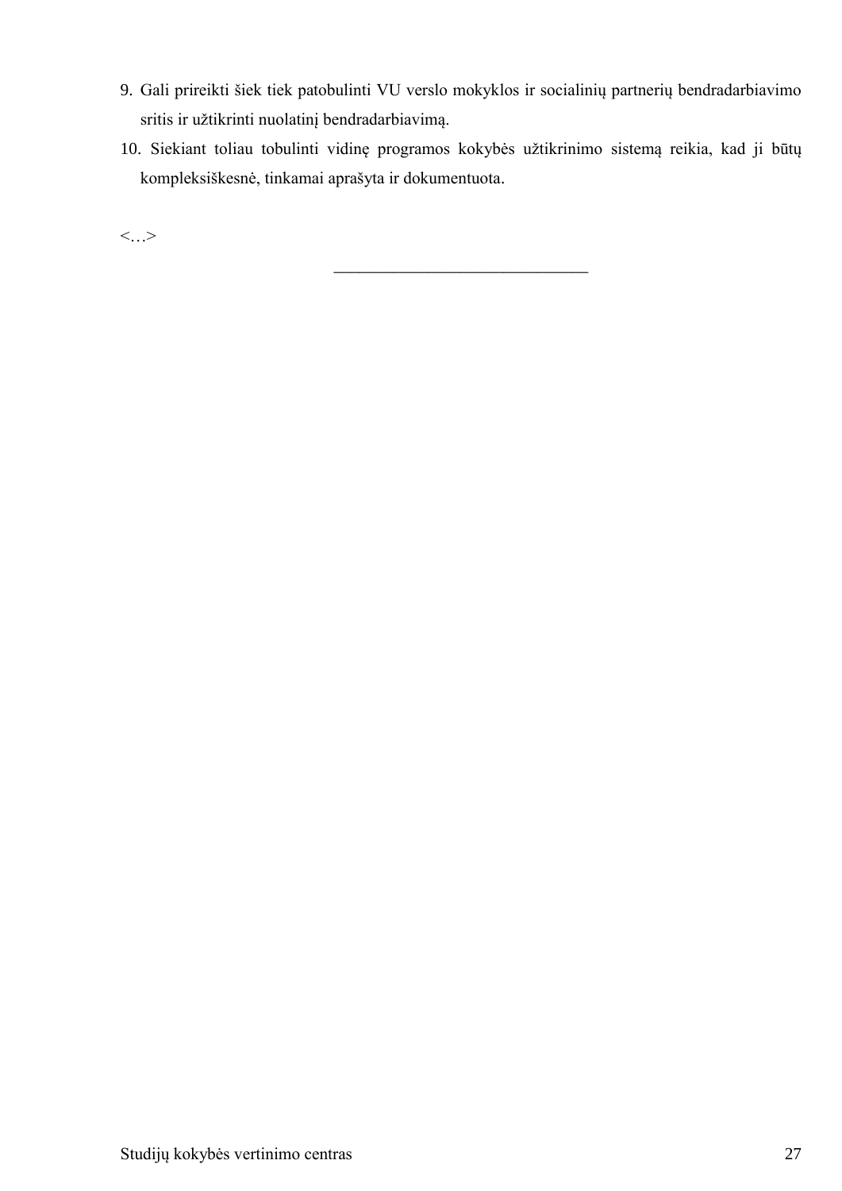9. Gali prireikti šiek tiek patobulinti VU verslo mokyklos ir socialinių partnerių bendradarbiavimo sritis ir užtikrinti nuolatinį bendradarbiavimą.
10. Siekiant toliau tobulinti vidinę programos kokybės užtikrinimo sistemą reikia, kad ji būtų kompleksiškesnė, tinkamai aprašyta ir dokumentuota.

<…>

______________________________